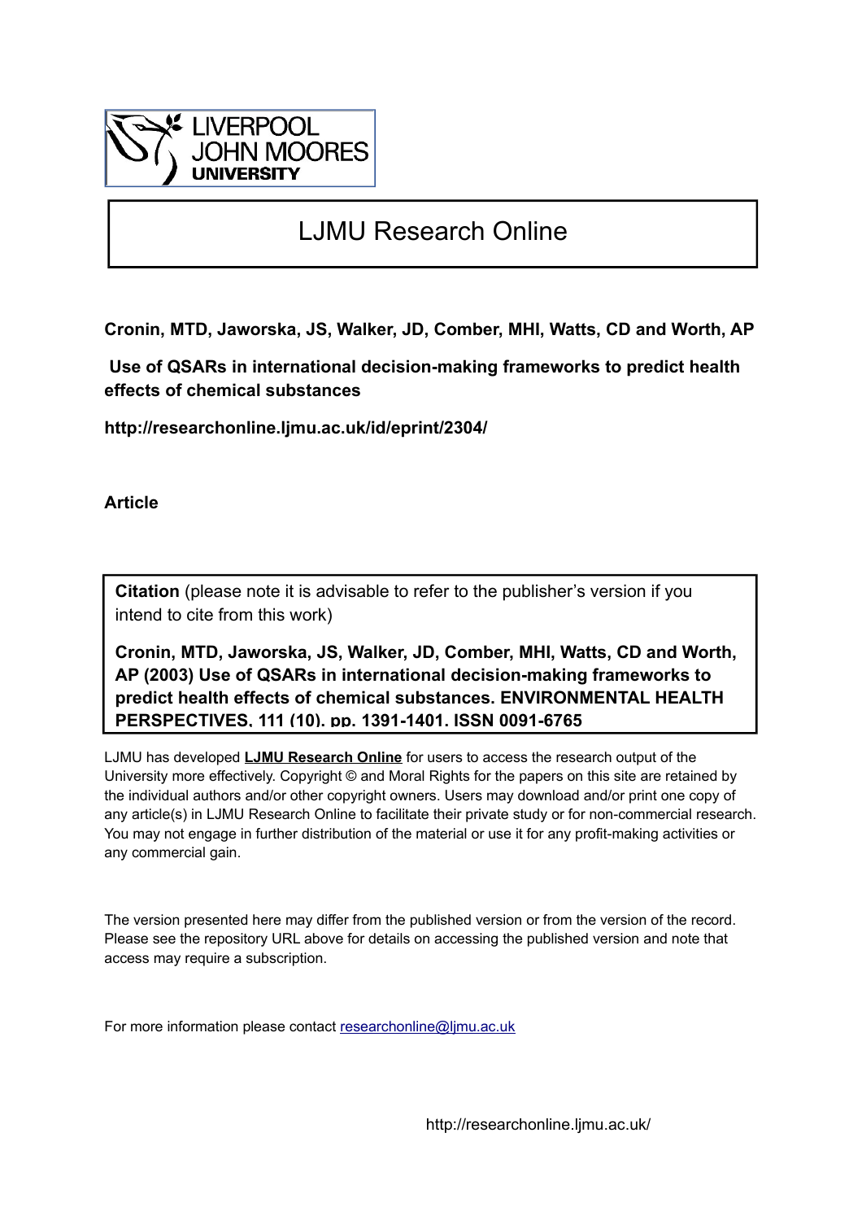LIVERPOOL JOHN MOORES UNIVERSITY

# LJMU Research Online

**Cronin, MTD, Jaworska, JS, Walker, JD, Comber, MHI, Watts, CD and Worth, AP**

**Use of QSARs in international decision-making frameworks to predict health effects of chemical substances**

**http://researchonline.ljmu.ac.uk/id/eprint/2304/**

**Article**

**Citation** (please note it is advisable to refer to the publisher's version if you intend to cite from this work)

**Cronin, MTD, Jaworska, JS, Walker, JD, Comber, MHI, Watts, CD and Worth, AP (2003) Use of QSARs in international decision-making frameworks to predict health effects of chemical substances. ENVIRONMENTAL HEALTH PERSPECTIVES, 111 (10). pp. 1391-1401. ISSN 0091-6765**

LJMU has developed **LJMU Research Online** for users to access the research output of the University more effectively. Copyright © and Moral Rights for the papers on this site are retained by the individual authors and/or other copyright owners. Users may download and/or print one copy of any article(s) in LJMU Research Online to facilitate their private study or for non-commercial research. You may not engage in further distribution of the material or use it for any profit-making activities or any commercial gain.

The version presented here may differ from the published version or from the version of the record. Please see the repository URL above for details on accessing the published version and note that access may require a subscription.

For more information please contact researchonline@ljmu.ac.uk

http://researchonline.ljmu.ac.uk/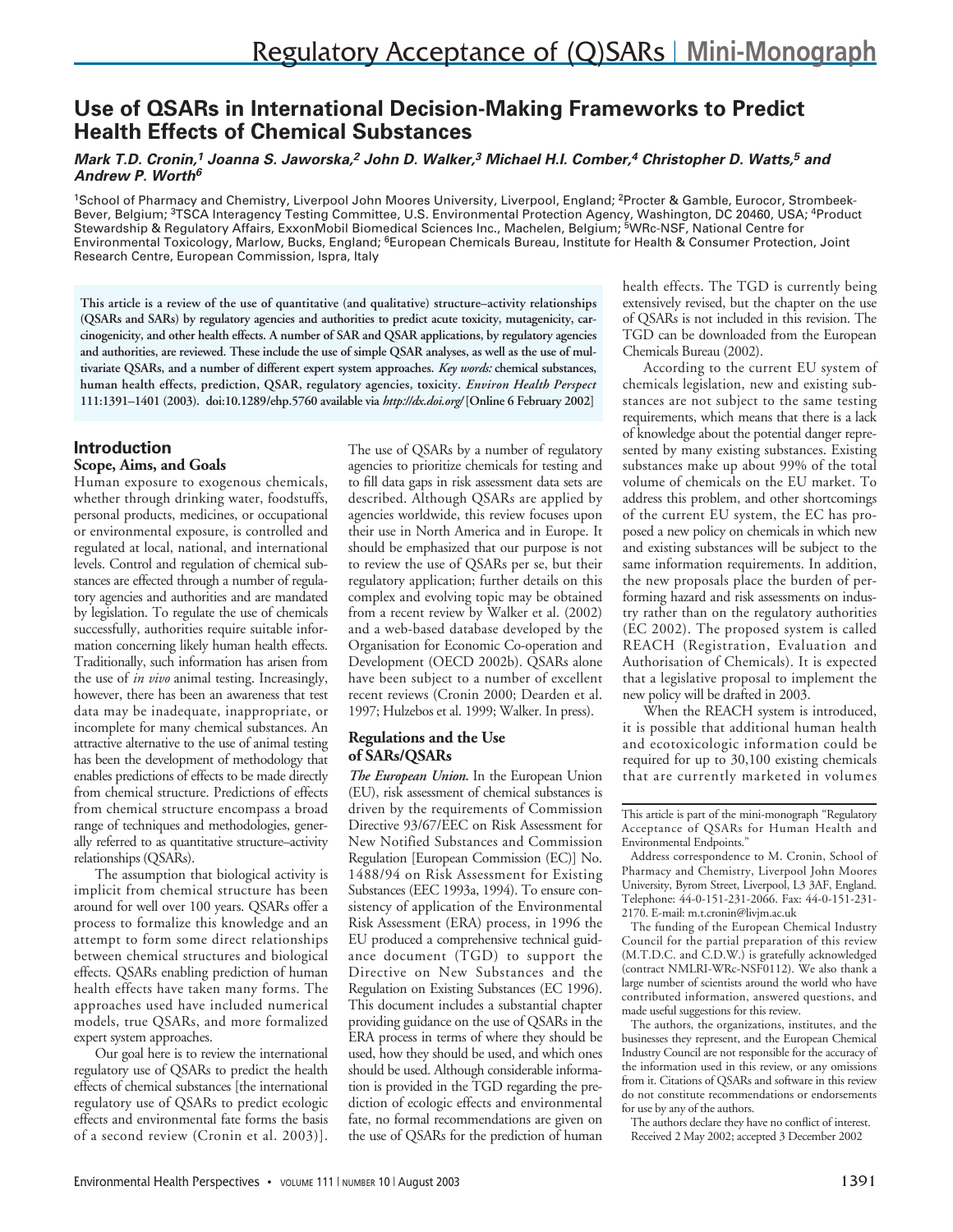# Use of QSARs in International Decision-Making Frameworks to Predict Health Effects of Chemical Substances

***Mark T.D. Cronin,[1] Joanna S. Jaworska,[2] John D. Walker,[3] Michael H.I. Comber,[4] Christopher D. Watts,[5] and Andrew P. Worth[6]***

[1]School of Pharmacy and Chemistry, Liverpool John Moores University, Liverpool, England; [2]Procter & Gamble, Eurocor, Strombeek-Bever, Belgium; [3]TSCA Interagency Testing Committee, U.S. Environmental Protection Agency, Washington, DC 20460, USA; [4]Product Stewardship & Regulatory Affairs, ExxonMobil Biomedical Sciences Inc., Machelen, Belgium; [5]WRc-NSF, National Centre for Environmental Toxicology, Marlow, Bucks, England; [6]European Chemicals Bureau, Institute for Health & Consumer Protection, Joint Research Centre, European Commission, Ispra, Italy

**This article is a review of the use of quantitative (and qualitative) structure–activity relationships (QSARs and SARs) by regulatory agencies and authorities to predict acute toxicity, mutagenicity, carcinogenicity, and other health effects. A number of SAR and QSAR applications, by regulatory agencies and authorities, are reviewed. These include the use of simple QSAR analyses, as well as the use of multivariate QSARs, and a number of different expert system approaches.** ***Key words:*** **chemical substances, human health effects, prediction, QSAR, regulatory agencies, toxicity.** ***Environ Health Perspect*** **111:1391–1401 (2003). doi:10.1289/ehp.5760 available via** ***http://dx.doi.org/*** **[Online 6 February 2002]**

## Introduction

### Scope, Aims, and Goals

Human exposure to exogenous chemicals, whether through drinking water, foodstuffs, personal products, medicines, or occupational or environmental exposure, is controlled and regulated at local, national, and international levels. Control and regulation of chemical substances are effected through a number of regulatory agencies and authorities and are mandated by legislation. To regulate the use of chemicals successfully, authorities require suitable information concerning likely human health effects. Traditionally, such information has arisen from the use of *in vivo* animal testing. Increasingly, however, there has been an awareness that test data may be inadequate, inappropriate, or incomplete for many chemical substances. An attractive alternative to the use of animal testing has been the development of methodology that enables predictions of effects to be made directly from chemical structure. Predictions of effects from chemical structure encompass a broad range of techniques and methodologies, generally referred to as quantitative structure–activity relationships (QSARs).

The assumption that biological activity is implicit from chemical structure has been around for well over 100 years. QSARs offer a process to formalize this knowledge and an attempt to form some direct relationships between chemical structures and biological effects. QSARs enabling prediction of human health effects have taken many forms. The approaches used have included numerical models, true QSARs, and more formalized expert system approaches.

Our goal here is to review the international regulatory use of QSARs to predict the health effects of chemical substances [the international regulatory use of QSARs to predict ecologic effects and environmental fate forms the basis of a second review (Cronin et al. 2003)]. The use of QSARs by a number of regulatory agencies to prioritize chemicals for testing and to fill data gaps in risk assessment data sets are described. Although QSARs are applied by agencies worldwide, this review focuses upon their use in North America and in Europe. It should be emphasized that our purpose is not to review the use of QSARs per se, but their regulatory application; further details on this complex and evolving topic may be obtained from a recent review by Walker et al. (2002) and a web-based database developed by the Organisation for Economic Co-operation and Development (OECD 2002b). QSARs alone have been subject to a number of excellent recent reviews (Cronin 2000; Dearden et al. 1997; Hulzebos et al. 1999; Walker. In press).

### Regulations and the Use of SARs/QSARs

***The European Union.*** In the European Union (EU), risk assessment of chemical substances is driven by the requirements of Commission Directive 93/67/EEC on Risk Assessment for New Notified Substances and Commission Regulation [European Commission (EC)] No. 1488/94 on Risk Assessment for Existing Substances (EEC 1993a, 1994). To ensure consistency of application of the Environmental Risk Assessment (ERA) process, in 1996 the EU produced a comprehensive technical guidance document (TGD) to support the Directive on New Substances and the Regulation on Existing Substances (EC 1996). This document includes a substantial chapter providing guidance on the use of QSARs in the ERA process in terms of where they should be used, how they should be used, and which ones should be used. Although considerable information is provided in the TGD regarding the prediction of ecologic effects and environmental fate, no formal recommendations are given on the use of QSARs for the prediction of human health effects. The TGD is currently being extensively revised, but the chapter on the use of QSARs is not included in this revision. The TGD can be downloaded from the European Chemicals Bureau (2002).

According to the current EU system of chemicals legislation, new and existing substances are not subject to the same testing requirements, which means that there is a lack of knowledge about the potential danger represented by many existing substances. Existing substances make up about 99% of the total volume of chemicals on the EU market. To address this problem, and other shortcomings of the current EU system, the EC has proposed a new policy on chemicals in which new and existing substances will be subject to the same information requirements. In addition, the new proposals place the burden of performing hazard and risk assessments on industry rather than on the regulatory authorities (EC 2002). The proposed system is called REACH (Registration, Evaluation and Authorisation of Chemicals). It is expected that a legislative proposal to implement the new policy will be drafted in 2003.

When the REACH system is introduced, it is possible that additional human health and ecotoxicologic information could be required for up to 30,100 existing chemicals that are currently marketed in volumes

---

This article is part of the mini-monograph "Regulatory Acceptance of QSARs for Human Health and Environmental Endpoints."

Address correspondence to M. Cronin, School of Pharmacy and Chemistry, Liverpool John Moores University, Byrom Street, Liverpool, L3 3AF, England. Telephone: 44-0-151-231-2066. Fax: 44-0-151-231-2170. E-mail: m.t.cronin@livjm.ac.uk

The funding of the European Chemical Industry Council for the partial preparation of this review (M.T.D.C. and C.D.W.) is gratefully acknowledged (contract NMLRI-WRc-NSF0112). We also thank a large number of scientists around the world who have contributed information, answered questions, and made useful suggestions for this review.

The authors, the organizations, institutes, and the businesses they represent, and the European Chemical Industry Council are not responsible for the accuracy of the information used in this review, or any omissions from it. Citations of QSARs and software in this review do not constitute recommendations or endorsements for use by any of the authors.

The authors declare they have no conflict of interest.

Received 2 May 2002; accepted 3 December 2002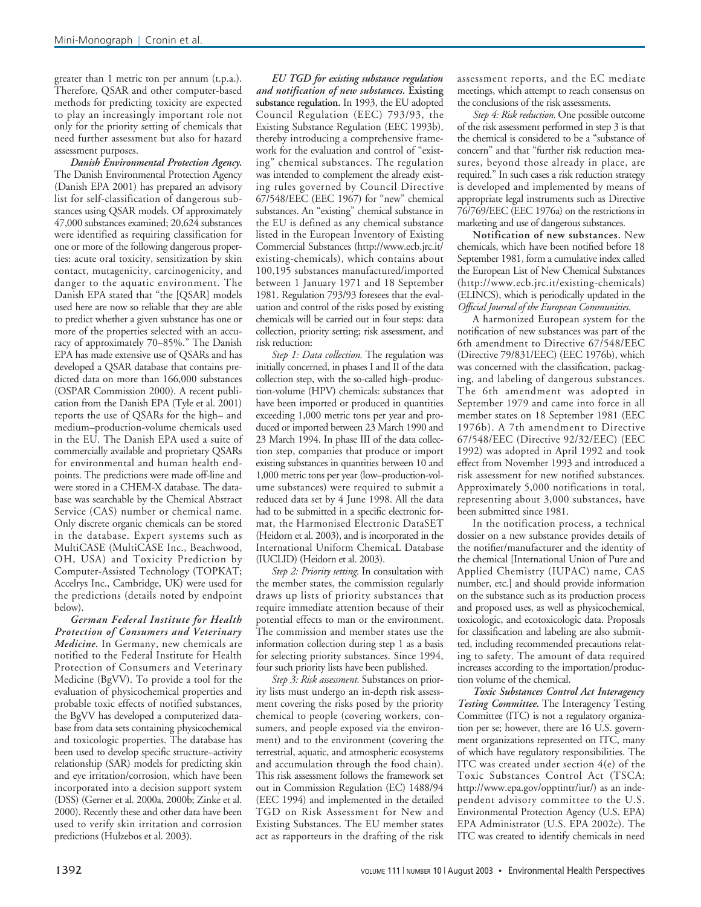greater than 1 metric ton per annum (t.p.a.). Therefore, QSAR and other computer-based methods for predicting toxicity are expected to play an increasingly important role not only for the priority setting of chemicals that need further assessment but also for hazard assessment purposes.

***Danish Environmental Protection Agency.*** The Danish Environmental Protection Agency (Danish EPA 2001) has prepared an advisory list for self-classification of dangerous substances using QSAR models. Of approximately 47,000 substances examined; 20,624 substances were identified as requiring classification for one or more of the following dangerous properties: acute oral toxicity, sensitization by skin contact, mutagenicity, carcinogenicity, and danger to the aquatic environment. The Danish EPA stated that "the [QSAR] models used here are now so reliable that they are able to predict whether a given substance has one or more of the properties selected with an accuracy of approximately 70–85%." The Danish EPA has made extensive use of QSARs and has developed a QSAR database that contains predicted data on more than 166,000 substances (OSPAR Commission 2000). A recent publication from the Danish EPA (Tyle et al. 2001) reports the use of QSARs for the high– and medium–production-volume chemicals used in the EU. The Danish EPA used a suite of commercially available and proprietary QSARs for environmental and human health endpoints. The predictions were made off-line and were stored in a CHEM-X database. The database was searchable by the Chemical Abstract Service (CAS) number or chemical name. Only discrete organic chemicals can be stored in the database. Expert systems such as MultiCASE (MultiCASE Inc., Beachwood, OH, USA) and Toxicity Prediction by Computer-Assisted Technology (TOPKAT; Accelrys Inc., Cambridge, UK) were used for the predictions (details noted by endpoint below).

***German Federal Institute for Health Protection of Consumers and Veterinary Medicine.*** In Germany, new chemicals are notified to the Federal Institute for Health Protection of Consumers and Veterinary Medicine (BgVV). To provide a tool for the evaluation of physicochemical properties and probable toxic effects of notified substances, the BgVV has developed a computerized database from data sets containing physicochemical and toxicologic properties. The database has been used to develop specific structure–activity relationship (SAR) models for predicting skin and eye irritation/corrosion, which have been incorporated into a decision support system (DSS) (Gerner et al. 2000a, 2000b; Zinke et al. 2000). Recently these and other data have been used to verify skin irritation and corrosion predictions (Hulzebos et al. 2003).

***EU TGD for existing substance regulation and notification of new substances.*** **Existing substance regulation.** In 1993, the EU adopted Council Regulation (EEC) 793/93, the Existing Substance Regulation (EEC 1993b), thereby introducing a comprehensive framework for the evaluation and control of "existing" chemical substances. The regulation was intended to complement the already existing rules governed by Council Directive 67/548/EEC (EEC 1967) for "new" chemical substances. An "existing" chemical substance in the EU is defined as any chemical substance listed in the European Inventory of Existing Commercial Substances (http://www.ecb.jrc.it/existing-chemicals), which contains about 100,195 substances manufactured/imported between 1 January 1971 and 18 September 1981. Regulation 793/93 foresees that the evaluation and control of the risks posed by existing chemicals will be carried out in four steps: data collection, priority setting; risk assessment, and risk reduction:

*Step 1: Data collection.* The regulation was initially concerned, in phases I and II of the data collection step, with the so-called high–production-volume (HPV) chemicals: substances that have been imported or produced in quantities exceeding 1,000 metric tons per year and produced or imported between 23 March 1990 and 23 March 1994. In phase III of the data collection step, companies that produce or import existing substances in quantities between 10 and 1,000 metric tons per year (low–production-volume substances) were required to submit a reduced data set by 4 June 1998. All the data had to be submitted in a specific electronic format, the Harmonised Electronic DataSET (Heidorn et al. 2003), and is incorporated in the International Uniform ChemicaL Database (IUCLID) (Heidorn et al. 2003).

*Step 2: Priority setting.* In consultation with the member states, the commission regularly draws up lists of priority substances that require immediate attention because of their potential effects to man or the environment. The commission and member states use the information collection during step 1 as a basis for selecting priority substances. Since 1994, four such priority lists have been published.

*Step 3: Risk assessment.* Substances on priority lists must undergo an in-depth risk assessment covering the risks posed by the priority chemical to people (covering workers, consumers, and people exposed via the environment) and to the environment (covering the terrestrial, aquatic, and atmospheric ecosystems and accumulation through the food chain). This risk assessment follows the framework set out in Commission Regulation (EC) 1488/94 (EEC 1994) and implemented in the detailed TGD on Risk Assessment for New and Existing Substances. The EU member states act as rapporteurs in the drafting of the risk assessment reports, and the EC mediate meetings, which attempt to reach consensus on the conclusions of the risk assessments.

*Step 4: Risk reduction.* One possible outcome of the risk assessment performed in step 3 is that the chemical is considered to be a "substance of concern" and that "further risk reduction measures, beyond those already in place, are required." In such cases a risk reduction strategy is developed and implemented by means of appropriate legal instruments such as Directive 76/769/EEC (EEC 1976a) on the restrictions in marketing and use of dangerous substances.

**Notification of new substances.** New chemicals, which have been notified before 18 September 1981, form a cumulative index called the European List of New Chemical Substances (http://www.ecb.jrc.it/existing-chemicals) (ELINCS), which is periodically updated in the *Official Journal of the European Communities*.

A harmonized European system for the notification of new substances was part of the 6th amendment to Directive 67/548/EEC (Directive 79/831/EEC) (EEC 1976b), which was concerned with the classification, packaging, and labeling of dangerous substances. The 6th amendment was adopted in September 1979 and came into force in all member states on 18 September 1981 (EEC 1976b). A 7th amendment to Directive 67/548/EEC (Directive 92/32/EEC) (EEC 1992) was adopted in April 1992 and took effect from November 1993 and introduced a risk assessment for new notified substances. Approximately 5,000 notifications in total, representing about 3,000 substances, have been submitted since 1981.

In the notification process, a technical dossier on a new substance provides details of the notifier/manufacturer and the identity of the chemical [International Union of Pure and Applied Chemistry (IUPAC) name, CAS number, etc.] and should provide information on the substance such as its production process and proposed uses, as well as physicochemical, toxicologic, and ecotoxicologic data. Proposals for classification and labeling are also submitted, including recommended precautions relating to safety. The amount of data required increases according to the importation/production volume of the chemical.

***Toxic Substances Control Act Interagency Testing Committee.*** The Interagency Testing Committee (ITC) is not a regulatory organization per se; however, there are 16 U.S. government organizations represented on ITC, many of which have regulatory responsibilities. The ITC was created under section 4(e) of the Toxic Substances Control Act (TSCA; http://www.epa.gov/opptintr/iur/) as an independent advisory committee to the U.S. Environmental Protection Agency (U.S. EPA) EPA Administrator (U.S. EPA 2002c). The ITC was created to identify chemicals in need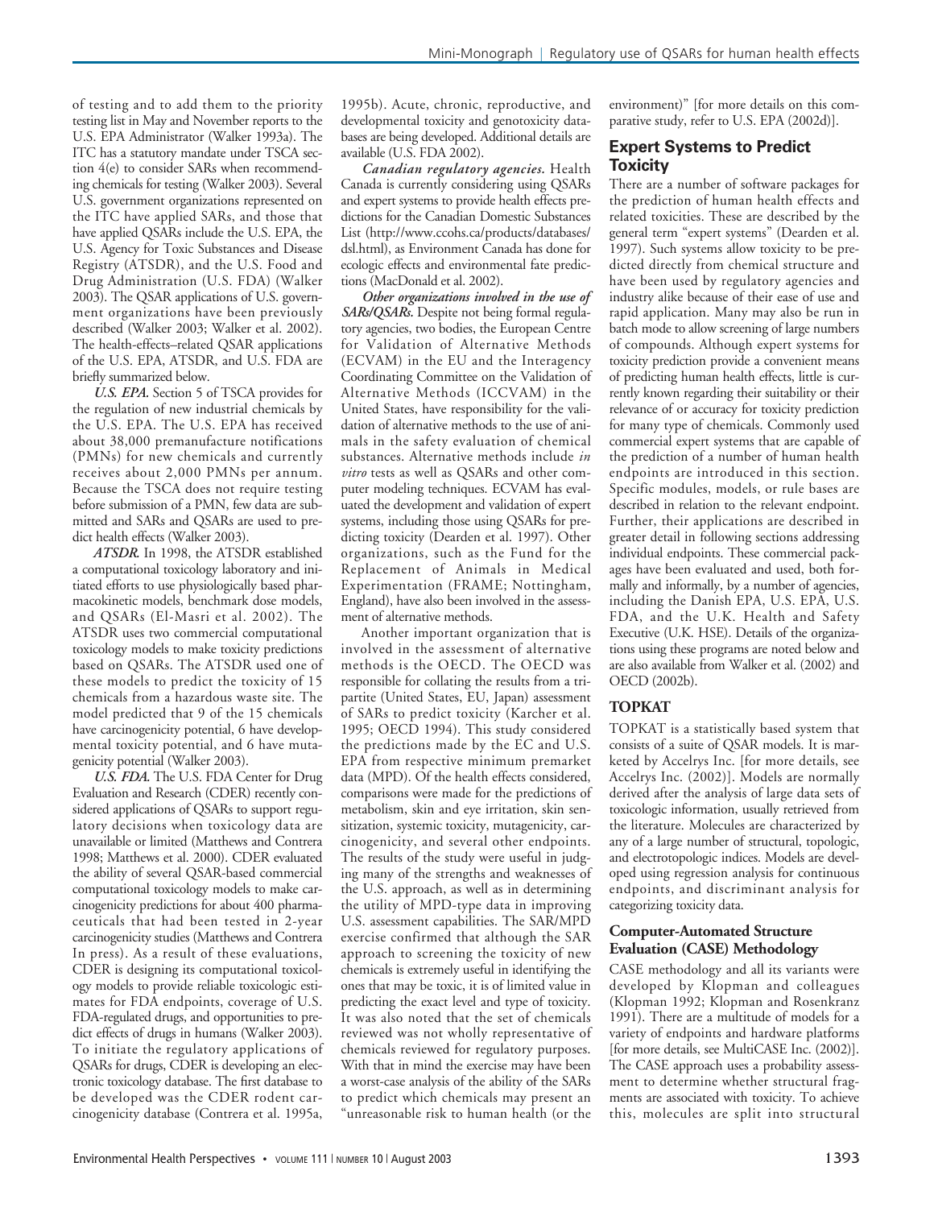of testing and to add them to the priority testing list in May and November reports to the U.S. EPA Administrator (Walker 1993a). The ITC has a statutory mandate under TSCA section 4(e) to consider SARs when recommending chemicals for testing (Walker 2003). Several U.S. government organizations represented on the ITC have applied SARs, and those that have applied QSARs include the U.S. EPA, the U.S. Agency for Toxic Substances and Disease Registry (ATSDR), and the U.S. Food and Drug Administration (U.S. FDA) (Walker 2003). The QSAR applications of U.S. government organizations have been previously described (Walker 2003; Walker et al. 2002). The health-effects–related QSAR applications of the U.S. EPA, ATSDR, and U.S. FDA are briefly summarized below.

***U.S. EPA.*** Section 5 of TSCA provides for the regulation of new industrial chemicals by the U.S. EPA. The U.S. EPA has received about 38,000 premanufacture notifications (PMNs) for new chemicals and currently receives about 2,000 PMNs per annum. Because the TSCA does not require testing before submission of a PMN, few data are submitted and SARs and QSARs are used to predict health effects (Walker 2003).

***ATSDR.*** In 1998, the ATSDR established a computational toxicology laboratory and initiated efforts to use physiologically based pharmacokinetic models, benchmark dose models, and QSARs (El-Masri et al. 2002). The ATSDR uses two commercial computational toxicology models to make toxicity predictions based on QSARs. The ATSDR used one of these models to predict the toxicity of 15 chemicals from a hazardous waste site. The model predicted that 9 of the 15 chemicals have carcinogenicity potential, 6 have developmental toxicity potential, and 6 have mutagenicity potential (Walker 2003).

***U.S. FDA.*** The U.S. FDA Center for Drug Evaluation and Research (CDER) recently considered applications of QSARs to support regulatory decisions when toxicology data are unavailable or limited (Matthews and Contrera 1998; Matthews et al. 2000). CDER evaluated the ability of several QSAR-based commercial computational toxicology models to make carcinogenicity predictions for about 400 pharmaceuticals that had been tested in 2-year carcinogenicity studies (Matthews and Contrera In press). As a result of these evaluations, CDER is designing its computational toxicology models to provide reliable toxicologic estimates for FDA endpoints, coverage of U.S. FDA-regulated drugs, and opportunities to predict effects of drugs in humans (Walker 2003). To initiate the regulatory applications of QSARs for drugs, CDER is developing an electronic toxicology database. The first database to be developed was the CDER rodent carcinogenicity database (Contrera et al. 1995a, 1995b). Acute, chronic, reproductive, and developmental toxicity and genotoxicity databases are being developed. Additional details are available (U.S. FDA 2002).

***Canadian regulatory agencies.*** Health Canada is currently considering using QSARs and expert systems to provide health effects predictions for the Canadian Domestic Substances List (http://www.ccohs.ca/products/databases/dsl.html), as Environment Canada has done for ecologic effects and environmental fate predictions (MacDonald et al. 2002).

***Other organizations involved in the use of SARs/QSARs.*** Despite not being formal regulatory agencies, two bodies, the European Centre for Validation of Alternative Methods (ECVAM) in the EU and the Interagency Coordinating Committee on the Validation of Alternative Methods (ICCVAM) in the United States, have responsibility for the validation of alternative methods to the use of animals in the safety evaluation of chemical substances. Alternative methods include *in vitro* tests as well as QSARs and other computer modeling techniques. ECVAM has evaluated the development and validation of expert systems, including those using QSARs for predicting toxicity (Dearden et al. 1997). Other organizations, such as the Fund for the Replacement of Animals in Medical Experimentation (FRAME; Nottingham, England), have also been involved in the assessment of alternative methods.

Another important organization that is involved in the assessment of alternative methods is the OECD. The OECD was responsible for collating the results from a tripartite (United States, EU, Japan) assessment of SARs to predict toxicity (Karcher et al. 1995; OECD 1994). This study considered the predictions made by the EC and U.S. EPA from respective minimum premarket data (MPD). Of the health effects considered, comparisons were made for the predictions of metabolism, skin and eye irritation, skin sensitization, systemic toxicity, mutagenicity, carcinogenicity, and several other endpoints. The results of the study were useful in judging many of the strengths and weaknesses of the U.S. approach, as well as in determining the utility of MPD-type data in improving U.S. assessment capabilities. The SAR/MPD exercise confirmed that although the SAR approach to screening the toxicity of new chemicals is extremely useful in identifying the ones that may be toxic, it is of limited value in predicting the exact level and type of toxicity. It was also noted that the set of chemicals reviewed was not wholly representative of chemicals reviewed for regulatory purposes. With that in mind the exercise may have been a worst-case analysis of the ability of the SARs to predict which chemicals may present an "unreasonable risk to human health (or the environment)" [for more details on this comparative study, refer to U.S. EPA (2002d)].

## Expert Systems to Predict Toxicity

There are a number of software packages for the prediction of human health effects and related toxicities. These are described by the general term "expert systems" (Dearden et al. 1997). Such systems allow toxicity to be predicted directly from chemical structure and have been used by regulatory agencies and industry alike because of their ease of use and rapid application. Many may also be run in batch mode to allow screening of large numbers of compounds. Although expert systems for toxicity prediction provide a convenient means of predicting human health effects, little is currently known regarding their suitability or their relevance of or accuracy for toxicity prediction for many type of chemicals. Commonly used commercial expert systems that are capable of the prediction of a number of human health endpoints are introduced in this section. Specific modules, models, or rule bases are described in relation to the relevant endpoint. Further, their applications are described in greater detail in following sections addressing individual endpoints. These commercial packages have been evaluated and used, both formally and informally, by a number of agencies, including the Danish EPA, U.S. EPA, U.S. FDA, and the U.K. Health and Safety Executive (U.K. HSE). Details of the organizations using these programs are noted below and are also available from Walker et al. (2002) and OECD (2002b).

### TOPKAT

TOPKAT is a statistically based system that consists of a suite of QSAR models. It is marketed by Accelrys Inc. [for more details, see Accelrys Inc. (2002)]. Models are normally derived after the analysis of large data sets of toxicologic information, usually retrieved from the literature. Molecules are characterized by any of a large number of structural, topologic, and electrotopologic indices. Models are developed using regression analysis for continuous endpoints, and discriminant analysis for categorizing toxicity data.

#### Computer-Automated Structure Evaluation (CASE) Methodology

CASE methodology and all its variants were developed by Klopman and colleagues (Klopman 1992; Klopman and Rosenkranz 1991). There are a multitude of models for a variety of endpoints and hardware platforms [for more details, see MultiCASE Inc. (2002)]. The CASE approach uses a probability assessment to determine whether structural fragments are associated with toxicity. To achieve this, molecules are split into structural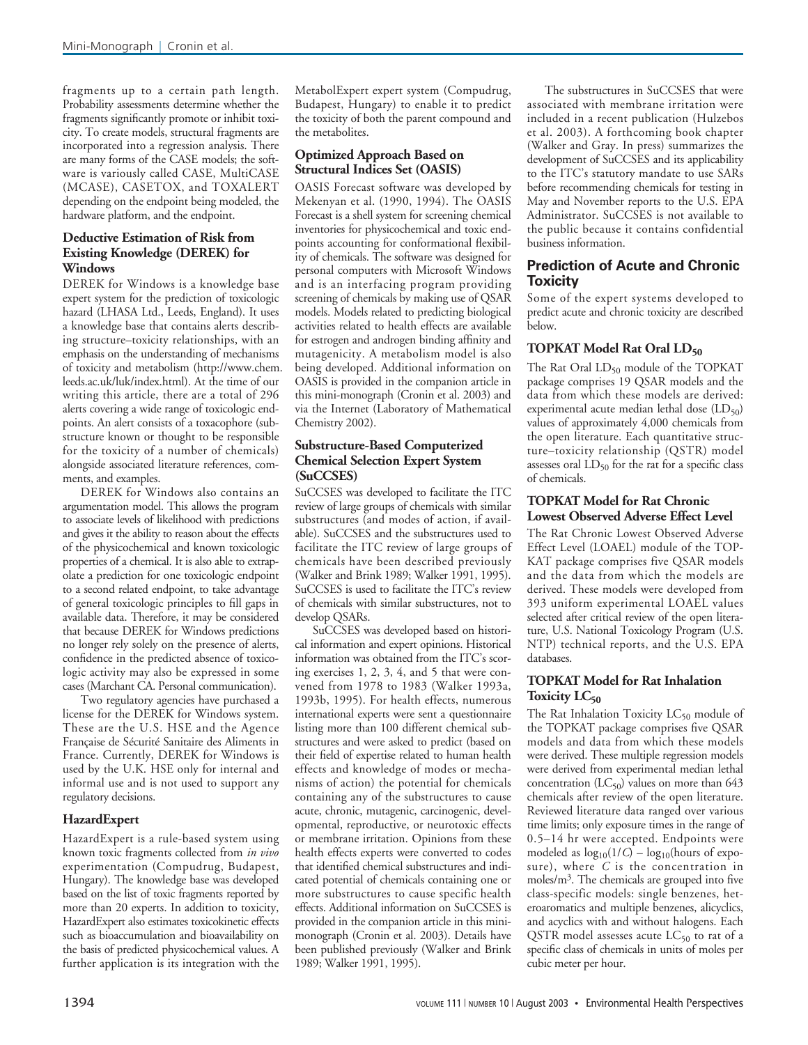fragments up to a certain path length. Probability assessments determine whether the fragments significantly promote or inhibit toxicity. To create models, structural fragments are incorporated into a regression analysis. There are many forms of the CASE models; the software is variously called CASE, MultiCASE (MCASE), CASETOX, and TOXALERT depending on the endpoint being modeled, the hardware platform, and the endpoint.

### Deductive Estimation of Risk from Existing Knowledge (DEREK) for Windows

DEREK for Windows is a knowledge base expert system for the prediction of toxicologic hazard (LHASA Ltd., Leeds, England). It uses a knowledge base that contains alerts describing structure–toxicity relationships, with an emphasis on the understanding of mechanisms of toxicity and metabolism (http://www.chem.leeds.ac.uk/luk/index.html). At the time of our writing this article, there are a total of 296 alerts covering a wide range of toxicologic endpoints. An alert consists of a toxacophore (substructure known or thought to be responsible for the toxicity of a number of chemicals) alongside associated literature references, comments, and examples.

DEREK for Windows also contains an argumentation model. This allows the program to associate levels of likelihood with predictions and gives it the ability to reason about the effects of the physicochemical and known toxicologic properties of a chemical. It is also able to extrapolate a prediction for one toxicologic endpoint to a second related endpoint, to take advantage of general toxicologic principles to fill gaps in available data. Therefore, it may be considered that because DEREK for Windows predictions no longer rely solely on the presence of alerts, confidence in the predicted absence of toxicologic activity may also be expressed in some cases (Marchant CA. Personal communication).

Two regulatory agencies have purchased a license for the DEREK for Windows system. These are the U.K. HSE and the Agence Française de Sécurité Sanitaire des Aliments in France. Currently, DEREK for Windows is used by the U.K. HSE only for internal and informal use and is not used to support any regulatory decisions.

### HazardExpert

HazardExpert is a rule-based system using known toxic fragments collected from *in vivo* experimentation (Compudrug, Budapest, Hungary). The knowledge base was developed based on the list of toxic fragments reported by more than 20 experts. In addition to toxicity, HazardExpert also estimates toxicokinetic effects such as bioaccumulation and bioavailability on the basis of predicted physicochemical values. A further application is its integration with the MetabolExpert expert system (Compudrug, Budapest, Hungary) to enable it to predict the toxicity of both the parent compound and the metabolites.

### Optimized Approach Based on Structural Indices Set (OASIS)

OASIS Forecast software was developed by Mekenyan et al. (1990, 1994). The OASIS Forecast is a shell system for screening chemical inventories for physicochemical and toxic endpoints accounting for conformational flexibility of chemicals. The software was designed for personal computers with Microsoft Windows and is an interfacing program providing screening of chemicals by making use of QSAR models. Models related to predicting biological activities related to health effects are available for estrogen and androgen binding affinity and mutagenicity. A metabolism model is also being developed. Additional information on OASIS is provided in the companion article in this mini-monograph (Cronin et al. 2003) and via the Internet (Laboratory of Mathematical Chemistry 2002).

### Substructure-Based Computerized Chemical Selection Expert System (SuCCSES)

SuCCSES was developed to facilitate the ITC review of large groups of chemicals with similar substructures (and modes of action, if available). SuCCSES and the substructures used to facilitate the ITC review of large groups of chemicals have been described previously (Walker and Brink 1989; Walker 1991, 1995). SuCCSES is used to facilitate the ITC's review of chemicals with similar substructures, not to develop QSARs.

SuCCSES was developed based on historical information and expert opinions. Historical information was obtained from the ITC's scoring exercises 1, 2, 3, 4, and 5 that were convened from 1978 to 1983 (Walker 1993a, 1993b, 1995). For health effects, numerous international experts were sent a questionnaire listing more than 100 different chemical substructures and were asked to predict (based on their field of expertise related to human health effects and knowledge of modes or mechanisms of action) the potential for chemicals containing any of the substructures to cause acute, chronic, mutagenic, carcinogenic, developmental, reproductive, or neurotoxic effects or membrane irritation. Opinions from these health effects experts were converted to codes that identified chemical substructures and indicated potential of chemicals containing one or more substructures to cause specific health effects. Additional information on SuCCSES is provided in the companion article in this mini-monograph (Cronin et al. 2003). Details have been published previously (Walker and Brink 1989; Walker 1991, 1995).

The substructures in SuCCSES that were associated with membrane irritation were included in a recent publication (Hulzebos et al. 2003). A forthcoming book chapter (Walker and Gray. In press) summarizes the development of SuCCSES and its applicability to the ITC's statutory mandate to use SARs before recommending chemicals for testing in May and November reports to the U.S. EPA Administrator. SuCCSES is not available to the public because it contains confidential business information.

## Prediction of Acute and Chronic Toxicity

Some of the expert systems developed to predict acute and chronic toxicity are described below.

### TOPKAT Model Rat Oral $LD_{50}$

The Rat Oral $LD_{50}$ module of the TOPKAT package comprises 19 QSAR models and the data from which these models are derived: experimental acute median lethal dose ($LD_{50}$) values of approximately 4,000 chemicals from the open literature. Each quantitative structure–toxicity relationship (QSTR) model assesses oral $LD_{50}$ for the rat for a specific class of chemicals.

### TOPKAT Model for Rat Chronic Lowest Observed Adverse Effect Level

The Rat Chronic Lowest Observed Adverse Effect Level (LOAEL) module of the TOPKAT package comprises five QSAR models and the data from which the models are derived. These models were developed from 393 uniform experimental LOAEL values selected after critical review of the open literature, U.S. National Toxicology Program (U.S. NTP) technical reports, and the U.S. EPA databases.

### TOPKAT Model for Rat Inhalation Toxicity $LC_{50}$

The Rat Inhalation Toxicity $LC_{50}$ module of the TOPKAT package comprises five QSAR models and data from which these models were derived. These multiple regression models were derived from experimental median lethal concentration ($LC_{50}$) values on more than 643 chemicals after review of the open literature. Reviewed literature data ranged over various time limits; only exposure times in the range of 0.5–14 hr were accepted. Endpoints were modeled as $\log_{10}(1/C) - \log_{10}$(hours of exposure), where $C$ is the concentration in moles/$m^3$. The chemicals are grouped into five class-specific models: single benzenes, heteroaromatics and multiple benzenes, alicyclics, and acyclics with and without halogens. Each QSTR model assesses acute $LC_{50}$ to rat of a specific class of chemicals in units of moles per cubic meter per hour.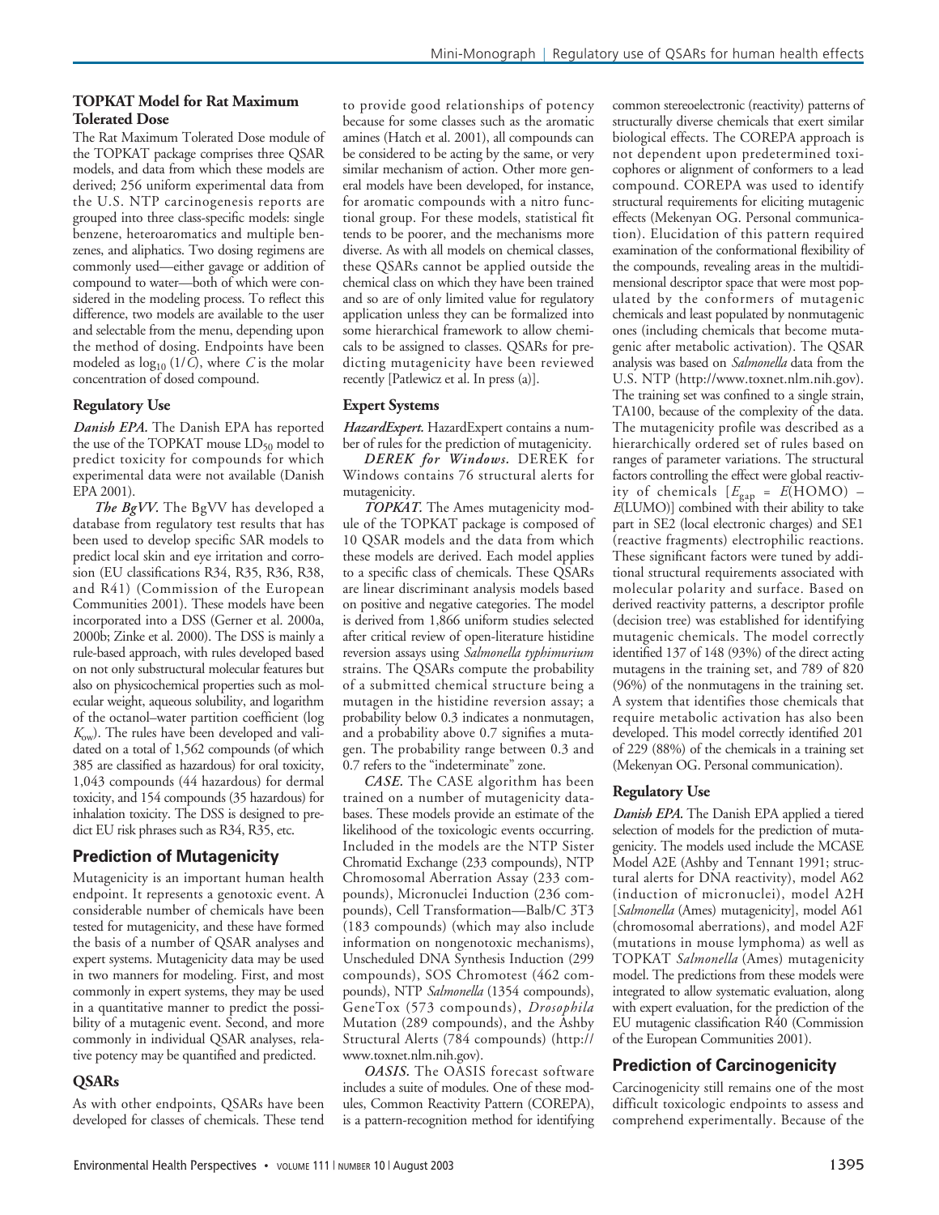### TOPKAT Model for Rat Maximum Tolerated Dose

The Rat Maximum Tolerated Dose module of the TOPKAT package comprises three QSAR models, and data from which these models are derived; 256 uniform experimental data from the U.S. NTP carcinogenesis reports are grouped into three class-specific models: single benzene, heteroaromatics and multiple benzenes, and aliphatics. Two dosing regimens are commonly used—either gavage or addition of compound to water—both of which were considered in the modeling process. To reflect this difference, two models are available to the user and selectable from the menu, depending upon the method of dosing. Endpoints have been modeled as $\log_{10}(1/C)$, where $C$ is the molar concentration of dosed compound.

### Regulatory Use

***Danish EPA.*** The Danish EPA has reported the use of the TOPKAT mouse $LD_{50}$ model to predict toxicity for compounds for which experimental data were not available (Danish EPA 2001).

***The BgVV.*** The BgVV has developed a database from regulatory test results that has been used to develop specific SAR models to predict local skin and eye irritation and corrosion (EU classifications R34, R35, R36, R38, and R41) (Commission of the European Communities 2001). These models have been incorporated into a DSS (Gerner et al. 2000a, 2000b; Zinke et al. 2000). The DSS is mainly a rule-based approach, with rules developed based on not only substructural molecular features but also on physicochemical properties such as molecular weight, aqueous solubility, and logarithm of the octanol–water partition coefficient (log $K_{ow}$). The rules have been developed and validated on a total of 1,562 compounds (of which 385 are classified as hazardous) for oral toxicity, 1,043 compounds (44 hazardous) for dermal toxicity, and 154 compounds (35 hazardous) for inhalation toxicity. The DSS is designed to predict EU risk phrases such as R34, R35, etc.

## Prediction of Mutagenicity

Mutagenicity is an important human health endpoint. It represents a genotoxic event. A considerable number of chemicals have been tested for mutagenicity, and these have formed the basis of a number of QSAR analyses and expert systems. Mutagenicity data may be used in two manners for modeling. First, and most commonly in expert systems, they may be used in a quantitative manner to predict the possibility of a mutagenic event. Second, and more commonly in individual QSAR analyses, relative potency may be quantified and predicted.

### QSARs

As with other endpoints, QSARs have been developed for classes of chemicals. These tend to provide good relationships of potency because for some classes such as the aromatic amines (Hatch et al. 2001), all compounds can be considered to be acting by the same, or very similar mechanism of action. Other more general models have been developed, for instance, for aromatic compounds with a nitro functional group. For these models, statistical fit tends to be poorer, and the mechanisms more diverse. As with all models on chemical classes, these QSARs cannot be applied outside the chemical class on which they have been trained and so are of only limited value for regulatory application unless they can be formalized into some hierarchical framework to allow chemicals to be assigned to classes. QSARs for predicting mutagenicity have been reviewed recently [Patlewicz et al. In press (a)].

### Expert Systems

***HazardExpert.*** HazardExpert contains a number of rules for the prediction of mutagenicity.

***DEREK for Windows.*** DEREK for Windows contains 76 structural alerts for mutagenicity.

***TOPKAT.*** The Ames mutagenicity module of the TOPKAT package is composed of 10 QSAR models and the data from which these models are derived. Each model applies to a specific class of chemicals. These QSARs are linear discriminant analysis models based on positive and negative categories. The model is derived from 1,866 uniform studies selected after critical review of open-literature histidine reversion assays using *Salmonella typhimurium* strains. The QSARs compute the probability of a submitted chemical structure being a mutagen in the histidine reversion assay; a probability below 0.3 indicates a nonmutagen, and a probability above 0.7 signifies a mutagen. The probability range between 0.3 and 0.7 refers to the "indeterminate" zone.

***CASE.*** The CASE algorithm has been trained on a number of mutagenicity databases. These models provide an estimate of the likelihood of the toxicologic events occurring. Included in the models are the NTP Sister Chromatid Exchange (233 compounds), NTP Chromosomal Aberration Assay (233 compounds), Micronuclei Induction (236 compounds), Cell Transformation—Balb/C 3T3 (183 compounds) (which may also include information on nongenotoxic mechanisms), Unscheduled DNA Synthesis Induction (299 compounds), SOS Chromotest (462 compounds), NTP *Salmonella* (1354 compounds), GeneTox (573 compounds), *Drosophila* Mutation (289 compounds), and the Ashby Structural Alerts (784 compounds) (http://www.toxnet.nlm.nih.gov).

***OASIS.*** The OASIS forecast software includes a suite of modules. One of these modules, Common Reactivity Pattern (COREPA), is a pattern-recognition method for identifying common stereoelectronic (reactivity) patterns of structurally diverse chemicals that exert similar biological effects. The COREPA approach is not dependent upon predetermined toxicophores or alignment of conformers to a lead compound. COREPA was used to identify structural requirements for eliciting mutagenic effects (Mekenyan OG. Personal communication). Elucidation of this pattern required examination of the conformational flexibility of the compounds, revealing areas in the multidimensional descriptor space that were most populated by the conformers of mutagenic chemicals and least populated by nonmutagenic ones (including chemicals that become mutagenic after metabolic activation). The QSAR analysis was based on *Salmonella* data from the U.S. NTP (http://www.toxnet.nlm.nih.gov). The training set was confined to a single strain, TA100, because of the complexity of the data. The mutagenicity profile was described as a hierarchically ordered set of rules based on ranges of parameter variations. The structural factors controlling the effect were global reactivity of chemicals [$E_{gap} = E(\text{HOMO}) - E(\text{LUMO})$] combined with their ability to take part in SE2 (local electronic charges) and SE1 (reactive fragments) electrophilic reactions. These significant factors were tuned by additional structural requirements associated with molecular polarity and surface. Based on derived reactivity patterns, a descriptor profile (decision tree) was established for identifying mutagenic chemicals. The model correctly identified 137 of 148 (93%) of the direct acting mutagens in the training set, and 789 of 820 (96%) of the nonmutagens in the training set. A system that identifies those chemicals that require metabolic activation has also been developed. This model correctly identified 201 of 229 (88%) of the chemicals in a training set (Mekenyan OG. Personal communication).

### Regulatory Use

***Danish EPA.*** The Danish EPA applied a tiered selection of models for the prediction of mutagenicity. The models used include the MCASE Model A2E (Ashby and Tennant 1991; structural alerts for DNA reactivity), model A62 (induction of micronuclei), model A2H [*Salmonella* (Ames) mutagenicity], model A61 (chromosomal aberrations), and model A2F (mutations in mouse lymphoma) as well as TOPKAT *Salmonella* (Ames) mutagenicity model. The predictions from these models were integrated to allow systematic evaluation, along with expert evaluation, for the prediction of the EU mutagenic classification R40 (Commission of the European Communities 2001).

## Prediction of Carcinogenicity

Carcinogenicity still remains one of the most difficult toxicologic endpoints to assess and comprehend experimentally. Because of the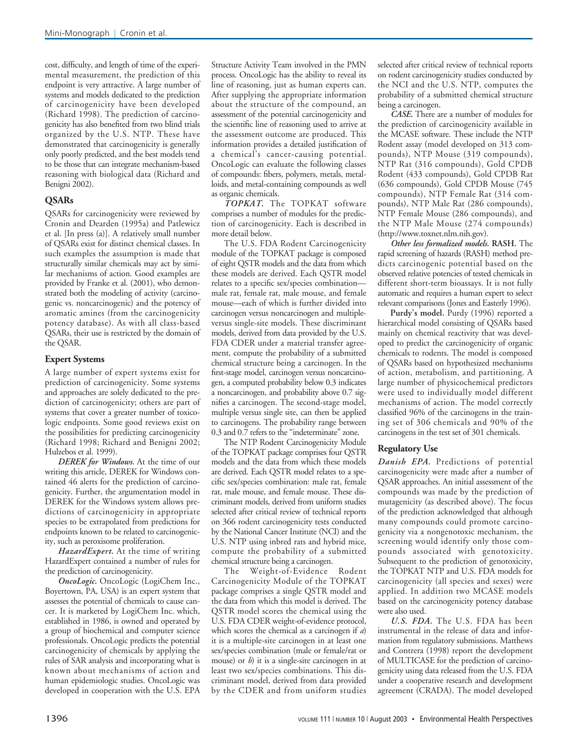cost, difficulty, and length of time of the experimental measurement, the prediction of this endpoint is very attractive. A large number of systems and models dedicated to the prediction of carcinogenicity have been developed (Richard 1998). The prediction of carcinogenicity has also benefited from two blind trials organized by the U.S. NTP. These have demonstrated that carcinogenicity is generally only poorly predicted, and the best models tend to be those that can integrate mechanism-based reasoning with biological data (Richard and Benigni 2002).

### QSARs

QSARs for carcinogenicity were reviewed by Cronin and Dearden (1995a) and Patlewicz et al. [In press (a)]. A relatively small number of QSARs exist for distinct chemical classes. In such examples the assumption is made that structurally similar chemicals may act by similar mechanisms of action. Good examples are provided by Franke et al. (2001), who demonstrated both the modeling of activity (carcinogenic vs. noncarcinogenic) and the potency of aromatic amines (from the carcinogenicity potency database). As with all class-based QSARs, their use is restricted by the domain of the QSAR.

### Expert Systems

A large number of expert systems exist for prediction of carcinogenicity. Some systems and approaches are solely dedicated to the prediction of carcinogenicity; others are part of systems that cover a greater number of toxicologic endpoints. Some good reviews exist on the possibilities for predicting carcinogenicity (Richard 1998; Richard and Benigni 2002; Hulzebos et al. 1999).

***DEREK for Windows.*** At the time of our writing this article, DEREK for Windows contained 46 alerts for the prediction of carcinogenicity. Further, the argumentation model in DEREK for the Windows system allows predictions of carcinogenicity in appropriate species to be extrapolated from predictions for endpoints known to be related to carcinogenicity, such as peroxisome proliferation.

***HazardExpert.*** At the time of writing HazardExpert contained a number of rules for the prediction of carcinogenicity.

***OncoLogic.*** OncoLogic (LogiChem Inc., Boyertown, PA, USA) is an expert system that assesses the potential of chemicals to cause cancer. It is marketed by LogiChem Inc. which, established in 1986, is owned and operated by a group of biochemical and computer science professionals. OncoLogic predicts the potential carcinogenicity of chemicals by applying the rules of SAR analysis and incorporating what is known about mechanisms of action and human epidemiologic studies. OncoLogic was developed in cooperation with the U.S. EPA Structure Activity Team involved in the PMN process. OncoLogic has the ability to reveal its line of reasoning, just as human experts can. After supplying the appropriate information about the structure of the compound, an assessment of the potential carcinogenicity and the scientific line of reasoning used to arrive at the assessment outcome are produced. This information provides a detailed justification of a chemical's cancer-causing potential. OncoLogic can evaluate the following classes of compounds: fibers, polymers, metals, metalloids, and metal-containing compounds as well as organic chemicals.

***TOPKAT.*** The TOPKAT software comprises a number of modules for the prediction of carcinogenicity. Each is described in more detail below.

The U.S. FDA Rodent Carcinogenicity module of the TOPKAT package is composed of eight QSTR models and the data from which these models are derived. Each QSTR model relates to a specific sex/species combination—male rat, female rat, male mouse, and female mouse—each of which is further divided into carcinogen versus noncarcinogen and multiple-versus single-site models. These discriminant models, derived from data provided by the U.S. FDA CDER under a material transfer agreement, compute the probability of a submitted chemical structure being a carcinogen. In the first-stage model, carcinogen versus noncarcinogen, a computed probability below 0.3 indicates a noncarcinogen, and probability above 0.7 signifies a carcinogen. The second-stage model, multiple versus single site, can then be applied to carcinogens. The probability range between 0.3 and 0.7 refers to the "indeterminate" zone.

The NTP Rodent Carcinogenicity Module of the TOPKAT package comprises four QSTR models and the data from which these models are derived. Each QSTR model relates to a specific sex/species combination: male rat, female rat, male mouse, and female mouse. These discriminant models, derived from uniform studies selected after critical review of technical reports on 366 rodent carcinogenicity tests conducted by the National Cancer Institute (NCI) and the U.S. NTP using inbred rats and hybrid mice, compute the probability of a submitted chemical structure being a carcinogen.

The Weight-of-Evidence Rodent Carcinogenicity Module of the TOPKAT package comprises a single QSTR model and the data from which this model is derived. The QSTR model scores the chemical using the U.S. FDA CDER weight-of-evidence protocol, which scores the chemical as a carcinogen if *a*) it is a multiple-site carcinogen in at least one sex/species combination (male or female/rat or mouse) or *b*) it is a single-site carcinogen in at least two sex/species combinations. This discriminant model, derived from data provided by the CDER and from uniform studies selected after critical review of technical reports on rodent carcinogenicity studies conducted by the NCI and the U.S. NTP, computes the probability of a submitted chemical structure being a carcinogen.

***CASE.*** There are a number of modules for the prediction of carcinogenicity available in the MCASE software. These include the NTP Rodent assay (model developed on 313 compounds), NTP Mouse (319 compounds), NTP Rat (316 compounds), Gold CPDB Rodent (433 compounds), Gold CPDB Rat (636 compounds), Gold CPDB Mouse (745 compounds), NTP Female Rat (314 compounds), NTP Male Rat (286 compounds), NTP Female Mouse (286 compounds), and the NTP Male Mouse (274 compounds) (http://www.toxnet.nlm.nih.gov).

***Other less formalized models.*** **RASH.** The rapid screening of hazards (RASH) method predicts carcinogenic potential based on the observed relative potencies of tested chemicals in different short-term bioassays. It is not fully automatic and requires a human expert to select relevant comparisons (Jones and Easterly 1996).

**Purdy's model.** Purdy (1996) reported a hierarchical model consisting of QSARs based mainly on chemical reactivity that was developed to predict the carcinogenicity of organic chemicals to rodents. The model is composed of QSARs based on hypothesized mechanisms of action, metabolism, and partitioning. A large number of physicochemical predictors were used to individually model different mechanisms of action. The model correctly classified 96% of the carcinogens in the training set of 306 chemicals and 90% of the carcinogens in the test set of 301 chemicals.

### Regulatory Use

***Danish EPA.*** Predictions of potential carcinogenicity were made after a number of QSAR approaches. An initial assessment of the compounds was made by the prediction of mutagenicity (as described above). The focus of the prediction acknowledged that although many compounds could promote carcinogenicity via a nongenotoxic mechanism, the screening would identify only those compounds associated with genotoxicity. Subsequent to the prediction of genotoxicity, the TOPKAT NTP and U.S. FDA models for carcinogenicity (all species and sexes) were applied. In addition two MCASE models based on the carcinogenicity potency database were also used.

***U.S. FDA.*** The U.S. FDA has been instrumental in the release of data and information from regulatory submissions. Matthews and Contrera (1998) report the development of MULTICASE for the prediction of carcinogenicity using data released from the U.S. FDA under a cooperative research and development agreement (CRADA). The model developed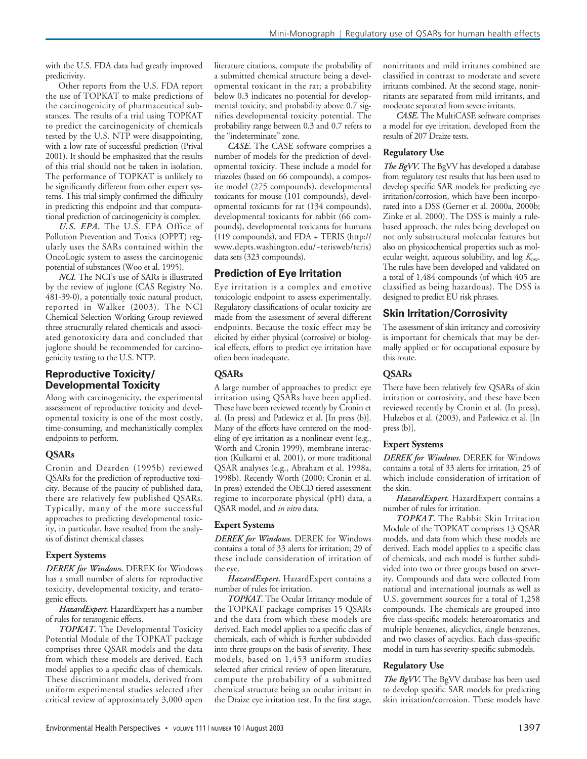with the U.S. FDA data had greatly improved predictivity.

Other reports from the U.S. FDA report the use of TOPKAT to make predictions of the carcinogenicity of pharmaceutical substances. The results of a trial using TOPKAT to predict the carcinogenicity of chemicals tested by the U.S. NTP were disappointing, with a low rate of successful prediction (Prival 2001). It should be emphasized that the results of this trial should not be taken in isolation. The performance of TOPKAT is unlikely to be significantly different from other expert systems. This trial simply confirmed the difficulty in predicting this endpoint and that computational prediction of carcinogenicity is complex.

***U.S. EPA.*** The U.S. EPA Office of Pollution Prevention and Toxics (OPPT) regularly uses the SARs contained within the OncoLogic system to assess the carcinogenic potential of substances (Woo et al. 1995).

***NCI.*** The NCI's use of SARs is illustrated by the review of juglone (CAS Registry No. 481-39-0), a potentially toxic natural product, reported in Walker (2003). The NCI Chemical Selection Working Group reviewed three structurally related chemicals and associated genotoxicity data and concluded that juglone should be recommended for carcinogenicity testing to the U.S. NTP.

## Reproductive Toxicity/ Developmental Toxicity

Along with carcinogenicity, the experimental assessment of reproductive toxicity and developmental toxicity is one of the most costly, time-consuming, and mechanistically complex endpoints to perform.

### QSARs

Cronin and Dearden (1995b) reviewed QSARs for the prediction of reproductive toxicity. Because of the paucity of published data, there are relatively few published QSARs. Typically, many of the more successful approaches to predicting developmental toxicity, in particular, have resulted from the analysis of distinct chemical classes.

### Expert Systems

***DEREK for Windows.*** DEREK for Windows has a small number of alerts for reproductive toxicity, developmental toxicity, and teratogenic effects.

***HazardExpert.*** HazardExpert has a number of rules for teratogenic effects.

***TOPKAT.*** The Developmental Toxicity Potential Module of the TOPKAT package comprises three QSAR models and the data from which these models are derived. Each model applies to a specific class of chemicals. These discriminant models, derived from uniform experimental studies selected after critical review of approximately 3,000 open literature citations, compute the probability of a submitted chemical structure being a developmental toxicant in the rat; a probability below 0.3 indicates no potential for developmental toxicity, and probability above 0.7 signifies developmental toxicity potential. The probability range between 0.3 and 0.7 refers to the "indeterminate" zone.

***CASE.*** The CASE software comprises a number of models for the prediction of developmental toxicity. These include a model for triazoles (based on 66 compounds), a composite model (275 compounds), developmental toxicants for mouse (101 compounds), developmental toxicants for rat (134 compounds), developmental toxicants for rabbit (66 compounds), developmental toxicants for humans (119 compounds), and FDA + TERIS (http://www.depts.washington.edu/~terisweb/teris) data sets (323 compounds).

## Prediction of Eye Irritation

Eye irritation is a complex and emotive toxicologic endpoint to assess experimentally. Regulatory classifications of ocular toxicity are made from the assessment of several different endpoints. Because the toxic effect may be elicited by either physical (corrosive) or biological effects, efforts to predict eye irritation have often been inadequate.

### QSARs

A large number of approaches to predict eye irritation using QSARs have been applied. These have been reviewed recently by Cronin et al. (In press) and Patlewicz et al. [In press (b)]. Many of the efforts have centered on the modeling of eye irritation as a nonlinear event (e.g., Worth and Cronin 1999), membrane interaction (Kulkarni et al. 2001), or more traditional QSAR analyses (e.g., Abraham et al. 1998a, 1998b). Recently Worth (2000; Cronin et al. In press) extended the OECD tiered assessment regime to incorporate physical (pH) data, a QSAR model, and *in vitro* data.

### Expert Systems

***DEREK for Windows.*** DEREK for Windows contains a total of 33 alerts for irritation; 29 of these include consideration of irritation of the eye.

***HazardExpert.*** HazardExpert contains a number of rules for irritation.

***TOPKAT.*** The Ocular Irritancy module of the TOPKAT package comprises 15 QSARs and the data from which these models are derived. Each model applies to a specific class of chemicals, each of which is further subdivided into three groups on the basis of severity. These models, based on 1,453 uniform studies selected after critical review of open literature, compute the probability of a submitted chemical structure being an ocular irritant in the Draize eye irritation test. In the first stage, nonirritants and mild irritants combined are classified in contrast to moderate and severe irritants combined. At the second stage, nonirritants are separated from mild irritants, and moderate separated from severe irritants.

***CASE.*** The MultiCASE software comprises a model for eye irritation, developed from the results of 207 Draize tests.

### Regulatory Use

***The BgVV.*** The BgVV has developed a database from regulatory test results that has been used to develop specific SAR models for predicting eye irritation/corrosion, which have been incorporated into a DSS (Gerner et al. 2000a, 2000b; Zinke et al. 2000). The DSS is mainly a rule-based approach, the rules being developed on not only substructural molecular features but also on physicochemical properties such as molecular weight, aqueous solubility, and log $K_{ow}$. The rules have been developed and validated on a total of 1,484 compounds (of which 405 are classified as being hazardous). The DSS is designed to predict EU risk phrases.

## Skin Irritation/Corrosivity

The assessment of skin irritancy and corrosivity is important for chemicals that may be dermally applied or for occupational exposure by this route.

### QSARs

There have been relatively few QSARs of skin irritation or corrosivity, and these have been reviewed recently by Cronin et al. (In press), Hulzebos et al. (2003), and Patlewicz et al. [In press (b)].

### Expert Systems

***DEREK for Windows.*** DEREK for Windows contains a total of 33 alerts for irritation, 25 of which include consideration of irritation of the skin.

***HazardExpert.*** HazardExpert contains a number of rules for irritation.

***TOPKAT.*** The Rabbit Skin Irritation Module of the TOPKAT comprises 13 QSAR models, and data from which these models are derived. Each model applies to a specific class of chemicals, and each model is further subdivided into two or three groups based on severity. Compounds and data were collected from national and international journals as well as U.S. government sources for a total of 1,258 compounds. The chemicals are grouped into five class-specific models: heteroaromatics and multiple benzenes, alicyclics, single benzenes, and two classes of acyclics. Each class-specific model in turn has severity-specific submodels.

### Regulatory Use

***The BgVV.*** The BgVV database has been used to develop specific SAR models for predicting skin irritation/corrosion. These models have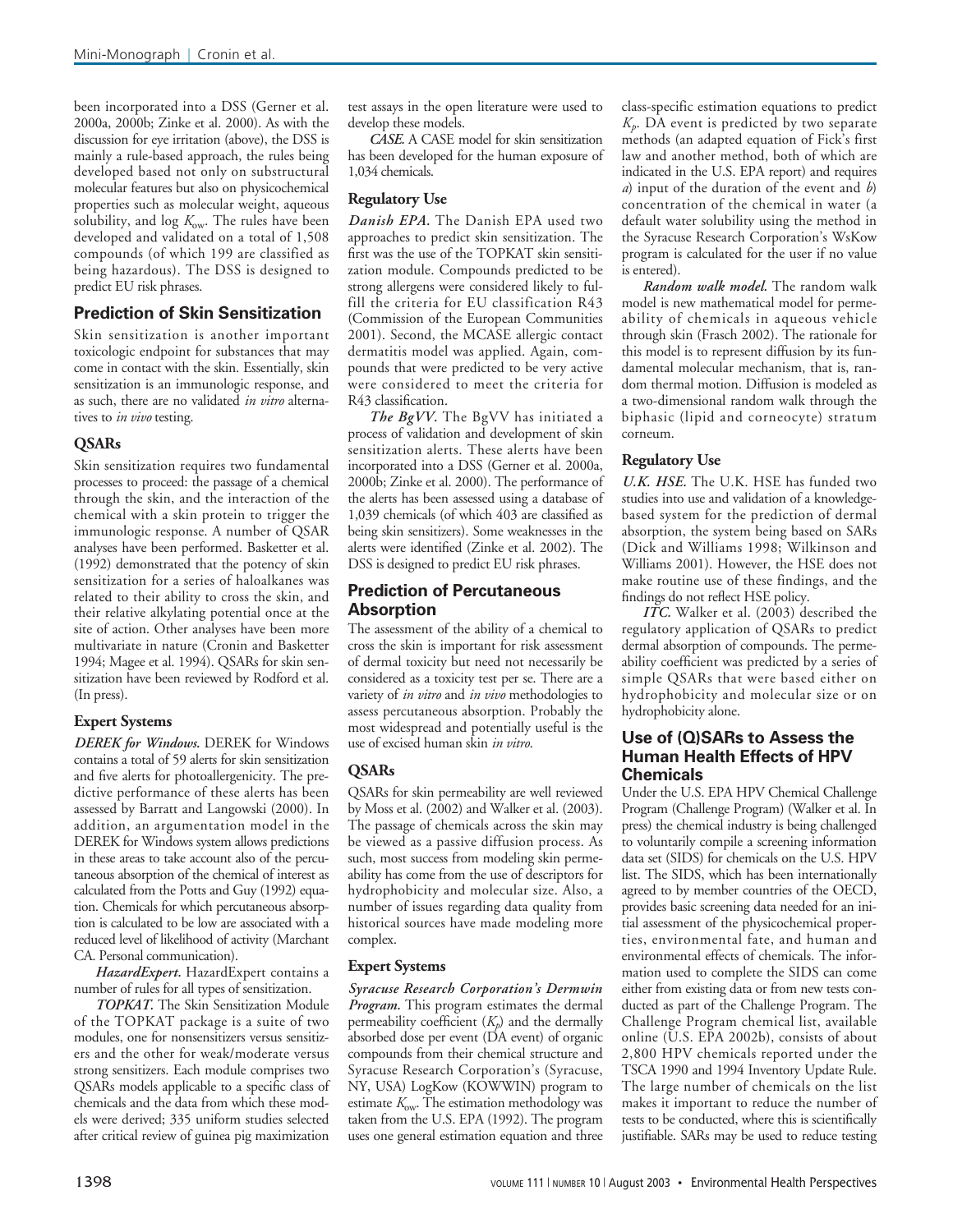been incorporated into a DSS (Gerner et al. 2000a, 2000b; Zinke et al. 2000). As with the discussion for eye irritation (above), the DSS is mainly a rule-based approach, the rules being developed based not only on substructural molecular features but also on physicochemical properties such as molecular weight, aqueous solubility, and log $K_{ow}$. The rules have been developed and validated on a total of 1,508 compounds (of which 199 are classified as being hazardous). The DSS is designed to predict EU risk phrases.

## Prediction of Skin Sensitization

Skin sensitization is another important toxicologic endpoint for substances that may come in contact with the skin. Essentially, skin sensitization is an immunologic response, and as such, there are no validated *in vitro* alternatives to *in vivo* testing.

### QSARs

Skin sensitization requires two fundamental processes to proceed: the passage of a chemical through the skin, and the interaction of the chemical with a skin protein to trigger the immunologic response. A number of QSAR analyses have been performed. Basketter et al. (1992) demonstrated that the potency of skin sensitization for a series of haloalkanes was related to their ability to cross the skin, and their relative alkylating potential once at the site of action. Other analyses have been more multivariate in nature (Cronin and Basketter 1994; Magee et al. 1994). QSARs for skin sensitization have been reviewed by Rodford et al. (In press).

### Expert Systems

***DEREK for Windows.*** DEREK for Windows contains a total of 59 alerts for skin sensitization and five alerts for photoallergenicity. The predictive performance of these alerts has been assessed by Barratt and Langowski (2000). In addition, an argumentation model in the DEREK for Windows system allows predictions in these areas to take account also of the percutaneous absorption of the chemical of interest as calculated from the Potts and Guy (1992) equation. Chemicals for which percutaneous absorption is calculated to be low are associated with a reduced level of likelihood of activity (Marchant CA. Personal communication).

***HazardExpert.*** HazardExpert contains a number of rules for all types of sensitization.

***TOPKAT.*** The Skin Sensitization Module of the TOPKAT package is a suite of two modules, one for nonsensitizers versus sensitizers and the other for weak/moderate versus strong sensitizers. Each module comprises two QSARs models applicable to a specific class of chemicals and the data from which these models were derived; 335 uniform studies selected after critical review of guinea pig maximization test assays in the open literature were used to develop these models.

***CASE.*** A CASE model for skin sensitization has been developed for the human exposure of 1,034 chemicals.

### Regulatory Use

***Danish EPA.*** The Danish EPA used two approaches to predict skin sensitization. The first was the use of the TOPKAT skin sensitization module. Compounds predicted to be strong allergens were considered likely to fulfill the criteria for EU classification R43 (Commission of the European Communities 2001). Second, the MCASE allergic contact dermatitis model was applied. Again, compounds that were predicted to be very active were considered to meet the criteria for R43 classification.

***The BgVV.*** The BgVV has initiated a process of validation and development of skin sensitization alerts. These alerts have been incorporated into a DSS (Gerner et al. 2000a, 2000b; Zinke et al. 2000). The performance of the alerts has been assessed using a database of 1,039 chemicals (of which 403 are classified as being skin sensitizers). Some weaknesses in the alerts were identified (Zinke et al. 2002). The DSS is designed to predict EU risk phrases.

## Prediction of Percutaneous Absorption

The assessment of the ability of a chemical to cross the skin is important for risk assessment of dermal toxicity but need not necessarily be considered as a toxicity test per se. There are a variety of *in vitro* and *in vivo* methodologies to assess percutaneous absorption. Probably the most widespread and potentially useful is the use of excised human skin *in vitro*.

### QSARs

QSARs for skin permeability are well reviewed by Moss et al. (2002) and Walker et al. (2003). The passage of chemicals across the skin may be viewed as a passive diffusion process. As such, most success from modeling skin permeability has come from the use of descriptors for hydrophobicity and molecular size. Also, a number of issues regarding data quality from historical sources have made modeling more complex.

### Expert Systems

***Syracuse Research Corporation's Dermwin Program.*** This program estimates the dermal permeability coefficient ($K_p$) and the dermally absorbed dose per event (DA event) of organic compounds from their chemical structure and Syracuse Research Corporation's (Syracuse, NY, USA) LogKow (KOWWIN) program to estimate $K_{ow}$. The estimation methodology was taken from the U.S. EPA (1992). The program uses one general estimation equation and three class-specific estimation equations to predict $K_p$. DA event is predicted by two separate methods (an adapted equation of Fick's first law and another method, both of which are indicated in the U.S. EPA report) and requires *a*) input of the duration of the event and *b*) concentration of the chemical in water (a default water solubility using the method in the Syracuse Research Corporation's WsKow program is calculated for the user if no value is entered).

***Random walk model.*** The random walk model is new mathematical model for permeability of chemicals in aqueous vehicle through skin (Frasch 2002). The rationale for this model is to represent diffusion by its fundamental molecular mechanism, that is, random thermal motion. Diffusion is modeled as a two-dimensional random walk through the biphasic (lipid and corneocyte) stratum corneum.

### Regulatory Use

***U.K. HSE.*** The U.K. HSE has funded two studies into use and validation of a knowledge-based system for the prediction of dermal absorption, the system being based on SARs (Dick and Williams 1998; Wilkinson and Williams 2001). However, the HSE does not make routine use of these findings, and the findings do not reflect HSE policy.

***ITC.*** Walker et al. (2003) described the regulatory application of QSARs to predict dermal absorption of compounds. The permeability coefficient was predicted by a series of simple QSARs that were based either on hydrophobicity and molecular size or on hydrophobicity alone.

## Use of (Q)SARs to Assess the Human Health Effects of HPV Chemicals

Under the U.S. EPA HPV Chemical Challenge Program (Challenge Program) (Walker et al. In press) the chemical industry is being challenged to voluntarily compile a screening information data set (SIDS) for chemicals on the U.S. HPV list. The SIDS, which has been internationally agreed to by member countries of the OECD, provides basic screening data needed for an initial assessment of the physicochemical properties, environmental fate, and human and environmental effects of chemicals. The information used to complete the SIDS can come either from existing data or from new tests conducted as part of the Challenge Program. The Challenge Program chemical list, available online (U.S. EPA 2002b), consists of about 2,800 HPV chemicals reported under the TSCA 1990 and 1994 Inventory Update Rule. The large number of chemicals on the list makes it important to reduce the number of tests to be conducted, where this is scientifically justifiable. SARs may be used to reduce testing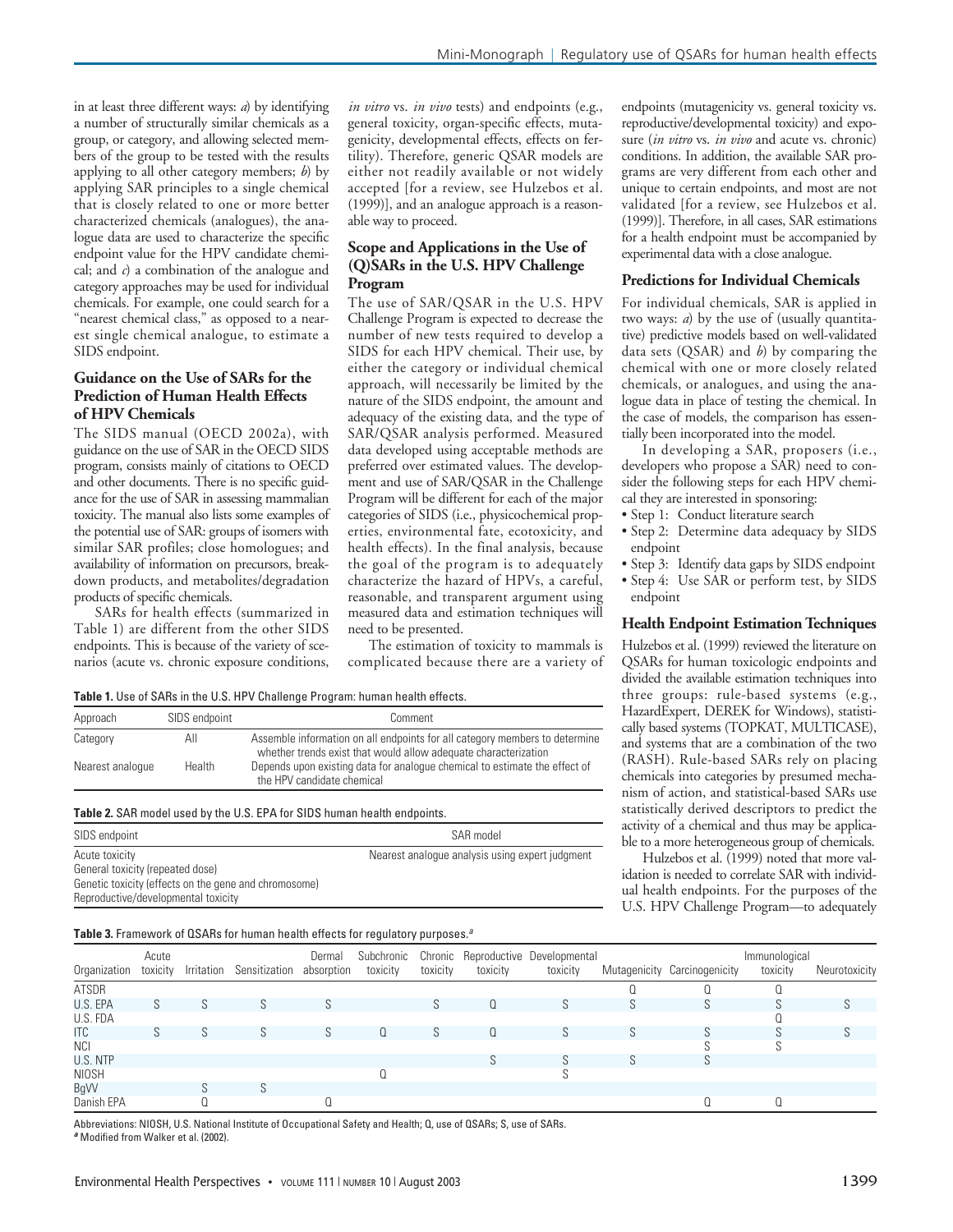in at least three different ways: *a*) by identifying a number of structurally similar chemicals as a group, or category, and allowing selected members of the group to be tested with the results applying to all other category members; *b*) by applying SAR principles to a single chemical that is closely related to one or more better characterized chemicals (analogues), the analogue data are used to characterize the specific endpoint value for the HPV candidate chemical; and *c*) a combination of the analogue and category approaches may be used for individual chemicals. For example, one could search for a "nearest chemical class," as opposed to a nearest single chemical analogue, to estimate a SIDS endpoint.

### Guidance on the Use of SARs for the Prediction of Human Health Effects of HPV Chemicals

The SIDS manual (OECD 2002a), with guidance on the use of SAR in the OECD SIDS program, consists mainly of citations to OECD and other documents. There is no specific guidance for the use of SAR in assessing mammalian toxicity. The manual also lists some examples of the potential use of SAR: groups of isomers with similar SAR profiles; close homologues; and availability of information on precursors, breakdown products, and metabolites/degradation products of specific chemicals.

SARs for health effects (summarized in Table 1) are different from the other SIDS endpoints. This is because of the variety of scenarios (acute vs. chronic exposure conditions, *in vitro* vs. *in vivo* tests) and endpoints (e.g., general toxicity, organ-specific effects, mutagenicity, developmental effects, effects on fertility). Therefore, generic QSAR models are either not readily available or not widely accepted [for a review, see Hulzebos et al. (1999)], and an analogue approach is a reasonable way to proceed.

### Scope and Applications in the Use of (Q)SARs in the U.S. HPV Challenge Program

The use of SAR/QSAR in the U.S. HPV Challenge Program is expected to decrease the number of new tests required to develop a SIDS for each HPV chemical. Their use, by either the category or individual chemical approach, will necessarily be limited by the nature of the SIDS endpoint, the amount and adequacy of the existing data, and the type of SAR/QSAR analysis performed. Measured data developed using acceptable methods are preferred over estimated values. The development and use of SAR/QSAR in the Challenge Program will be different for each of the major categories of SIDS (i.e., physicochemical properties, environmental fate, ecotoxicity, and health effects). In the final analysis, because the goal of the program is to adequately characterize the hazard of HPVs, a careful, reasonable, and transparent argument using measured data and estimation techniques will need to be presented.

The estimation of toxicity to mammals is complicated because there are a variety of endpoints (mutagenicity vs. general toxicity vs. reproductive/developmental toxicity) and exposure (*in vitro* vs. *in vivo* and acute vs. chronic) conditions. In addition, the available SAR programs are very different from each other and unique to certain endpoints, and most are not validated [for a review, see Hulzebos et al. (1999)]. Therefore, in all cases, SAR estimations for a health endpoint must be accompanied by experimental data with a close analogue.

### Predictions for Individual Chemicals

For individual chemicals, SAR is applied in two ways: *a*) by the use of (usually quantitative) predictive models based on well-validated data sets (QSAR) and *b*) by comparing the chemical with one or more closely related chemicals, or analogues, and using the analogue data in place of testing the chemical. In the case of models, the comparison has essentially been incorporated into the model.

In developing a SAR, proposers (i.e., developers who propose a SAR) need to consider the following steps for each HPV chemical they are interested in sponsoring:

- Step 1: Conduct literature search
- Step 2: Determine data adequacy by SIDS endpoint
- Step 3: Identify data gaps by SIDS endpoint
- Step 4: Use SAR or perform test, by SIDS endpoint

### Health Endpoint Estimation Techniques

Hulzebos et al. (1999) reviewed the literature on QSARs for human toxicologic endpoints and divided the available estimation techniques into three groups: rule-based systems (e.g., HazardExpert, DEREK for Windows), statistically based systems (TOPKAT, MULTICASE), and systems that are a combination of the two (RASH). Rule-based SARs rely on placing chemicals into categories by presumed mechanism of action, and statistical-based SARs use statistically derived descriptors to predict the activity of a chemical and thus may be applicable to a more heterogeneous group of chemicals.

Hulzebos et al. (1999) noted that more validation is needed to correlate SAR with individual health endpoints. For the purposes of the U.S. HPV Challenge Program—to adequately

**Table 1.** Use of SARs in the U.S. HPV Challenge Program: human health effects.

| Approach | SIDS endpoint | Comment |
|---|---|---|
| Category | All | Assemble information on all endpoints for all category members to determine whether trends exist that would allow adequate characterization |
| Nearest analogue | Health | Depends upon existing data for analogue chemical to estimate the effect of the HPV candidate chemical |

**Table 2.** SAR model used by the U.S. EPA for SIDS human health endpoints.

| SIDS endpoint | SAR model |
|---|---|
| Acute toxicity<br>General toxicity (repeated dose)<br>Genetic toxicity (effects on the gene and chromosome)<br>Reproductive/developmental toxicity | Nearest analogue analysis using expert judgment |

**Table 3.** Framework of QSARs for human health effects for regulatory purposes.[a]

| Organization | Acute toxicity | Irritation | Sensitization | Dermal absorption | Subchronic toxicity | Chronic toxicity | Reproductive toxicity | Developmental toxicity | Mutagenicity | Carcinogenicity | Immunological toxicity | Neurotoxicity |
|---|---|---|---|---|---|---|---|---|---|---|---|---|
| ATSDR | | | | | | | | | Q | Q | Q | |
| U.S. EPA | S | S | S | S | | S | Q | S | S | S | S | S |
| U.S. FDA | | | | | | | | | | | Q | |
| ITC | S | S | S | S | Q | S | Q | S | S | S | S | S |
| NCI | | | | | | | | | | S | S | |
| U.S. NTP | | | | | | | S | S | S | S | | |
| NIOSH | | | | | Q | | | S | | | | |
| BgVV | | S | S | | | | | | | | | |
| Danish EPA | | Q | | Q | | | | | | Q | Q | |

Abbreviations: NIOSH, U.S. National Institute of Occupational Safety and Health; Q, use of QSARs; S, use of SARs.
[a] Modified from Walker et al. (2002).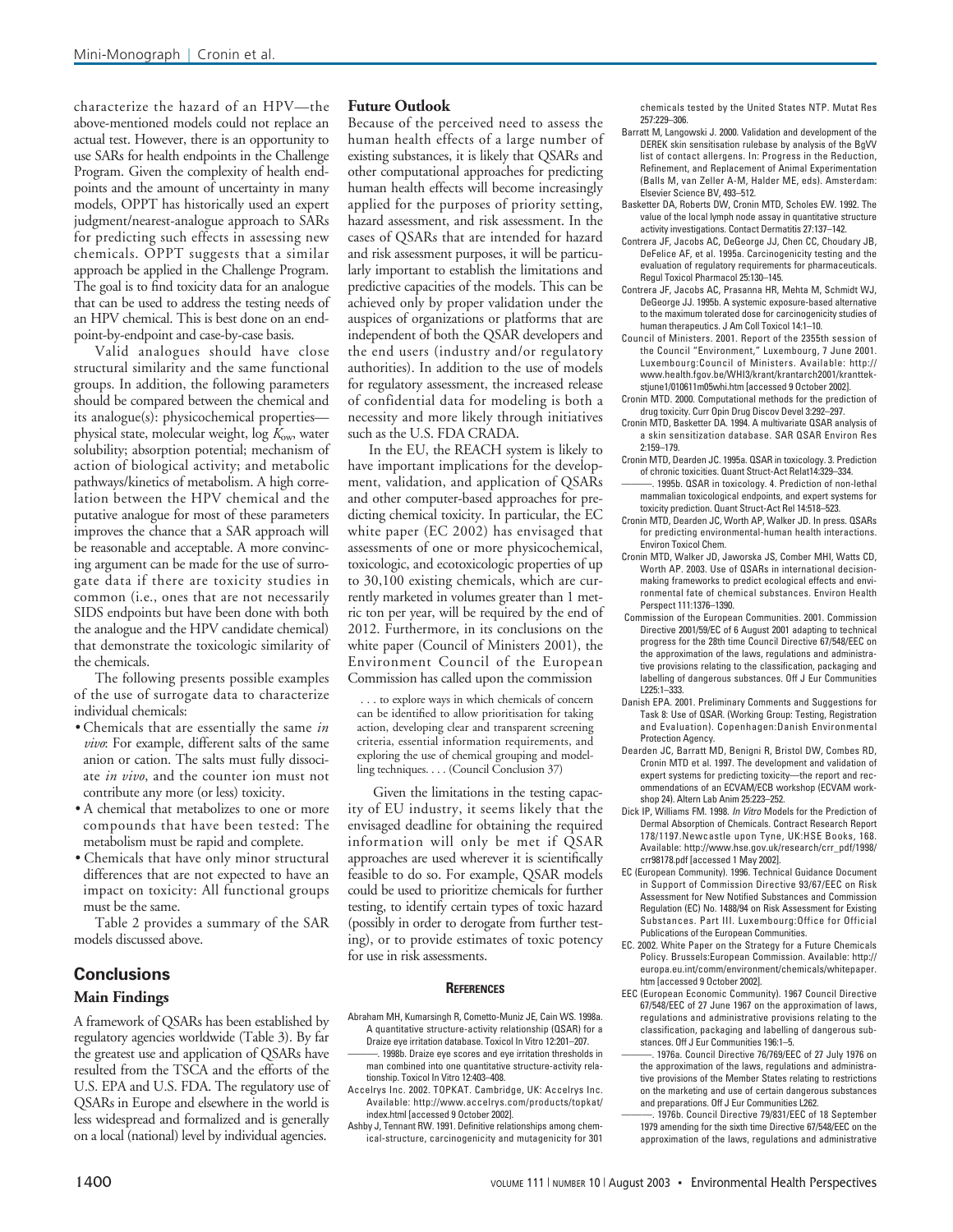characterize the hazard of an HPV—the above-mentioned models could not replace an actual test. However, there is an opportunity to use SARs for health endpoints in the Challenge Program. Given the complexity of health endpoints and the amount of uncertainty in many models, OPPT has historically used an expert judgment/nearest-analogue approach to SARs for predicting such effects in assessing new chemicals. OPPT suggests that a similar approach be applied in the Challenge Program. The goal is to find toxicity data for an analogue that can be used to address the testing needs of an HPV chemical. This is best done on an endpoint-by-endpoint and case-by-case basis.

Valid analogues should have close structural similarity and the same functional groups. In addition, the following parameters should be compared between the chemical and its analogue(s): physicochemical properties—physical state, molecular weight, log $K_{ow}$, water solubility; absorption potential; mechanism of action of biological activity; and metabolic pathways/kinetics of metabolism. A high correlation between the HPV chemical and the putative analogue for most of these parameters improves the chance that a SAR approach will be reasonable and acceptable. A more convincing argument can be made for the use of surrogate data if there are toxicity studies in common (i.e., ones that are not necessarily SIDS endpoints but have been done with both the analogue and the HPV candidate chemical) that demonstrate the toxicologic similarity of the chemicals.

The following presents possible examples of the use of surrogate data to characterize individual chemicals:

- Chemicals that are essentially the same *in vivo*: For example, different salts of the same anion or cation. The salts must fully dissociate *in vivo*, and the counter ion must not contribute any more (or less) toxicity.
- A chemical that metabolizes to one or more compounds that have been tested: The metabolism must be rapid and complete.
- Chemicals that have only minor structural differences that are not expected to have an impact on toxicity: All functional groups must be the same.

Table 2 provides a summary of the SAR models discussed above.

## Conclusions

### Main Findings

A framework of QSARs has been established by regulatory agencies worldwide (Table 3). By far the greatest use and application of QSARs have resulted from the TSCA and the efforts of the U.S. EPA and U.S. FDA. The regulatory use of QSARs in Europe and elsewhere in the world is less widespread and formalized and is generally on a local (national) level by individual agencies.

### Future Outlook

Because of the perceived need to assess the human health effects of a large number of existing substances, it is likely that QSARs and other computational approaches for predicting human health effects will become increasingly applied for the purposes of priority setting, hazard assessment, and risk assessment. In the cases of QSARs that are intended for hazard and risk assessment purposes, it will be particularly important to establish the limitations and predictive capacities of the models. This can be achieved only by proper validation under the auspices of organizations or platforms that are independent of both the QSAR developers and the end users (industry and/or regulatory authorities). In addition to the use of models for regulatory assessment, the increased release of confidential data for modeling is both a necessity and more likely through initiatives such as the U.S. FDA CRADA.

In the EU, the REACH system is likely to have important implications for the development, validation, and application of QSARs and other computer-based approaches for predicting chemical toxicity. In particular, the EC white paper (EC 2002) has envisaged that assessments of one or more physicochemical, toxicologic, and ecotoxicologic properties of up to 30,100 existing chemicals, which are currently marketed in volumes greater than 1 metric ton per year, will be required by the end of 2012. Furthermore, in its conclusions on the white paper (Council of Ministers 2001), the Environment Council of the European Commission has called upon the commission

> . . . to explore ways in which chemicals of concern can be identified to allow prioritisation for taking action, developing clear and transparent screening criteria, essential information requirements, and exploring the use of chemical grouping and modelling techniques. . . . (Council Conclusion 37)

Given the limitations in the testing capacity of EU industry, it seems likely that the envisaged deadline for obtaining the required information will only be met if QSAR approaches are used wherever it is scientifically feasible to do so. For example, QSAR models could be used to prioritize chemicals for further testing, to identify certain types of toxic hazard (possibly in order to derogate from further testing), or to provide estimates of toxic potency for use in risk assessments.

#### References

Abraham MH, Kumarsingh R, Cometto-Muniz JE, Cain WS. 1998a. A quantitative structure-activity relationship (QSAR) for a Draize eye irritation database. Toxicol In Vitro 12:201–207.

———. 1998b. Draize eye scores and eye irritation thresholds in man combined into one quantitative structure-activity relationship. Toxicol In Vitro 12:403–408.

Accelrys Inc. 2002. TOPKAT. Cambridge, UK: Accelrys Inc. Available: http://www.accelrys.com/products/topkat/index.html [accessed 9 October 2002].

Ashby J, Tennant RW. 1991. Definitive relationships among chemical-structure, carcinogenicity and mutagenicity for 301 chemicals tested by the United States NTP. Mutat Res 257:229–306.

Barratt M, Langowski J. 2000. Validation and development of the DEREK skin sensitisation rulebase by analysis of the BgVV list of contact allergens. In: Progress in the Reduction, Refinement, and Replacement of Animal Experimentation (Balls M, van Zeller A-M, Halder ME, eds). Amsterdam: Elsevier Science BV, 493–512.

Basketter DA, Roberts DW, Cronin MTD, Scholes EW. 1992. The value of the local lymph node assay in quantitative structure activity investigations. Contact Dermatitis 27:137–142.

Contrera JF, Jacobs AC, DeGeorge JJ, Chen CC, Choudary JB, DeFelice AF, et al. 1995a. Carcinogenicity testing and the evaluation of regulatory requirements for pharmaceuticals. Regul Toxicol Pharmacol 25:130–145.

Contrera JF, Jacobs AC, Prasanna HR, Mehta M, Schmidt WJ, DeGeorge JJ. 1995b. A systemic exposure-based alternative to the maximum tolerated dose for carcinogenicity studies of human therapeutics. J Am Coll Toxicol 14:1–10.

Council of Ministers. 2001. Report of the 2355th session of the Council "Environment," Luxembourg, 7 June 2001. Luxembourg:Council of Ministers. Available: http://www.health.fgov.be/WHI3/krant/krantarch2001/kranttekstjune1/010611m05whi.htm [accessed 9 October 2002].

Cronin MTD. 2000. Computational methods for the prediction of drug toxicity. Curr Opin Drug Discov Devel 3:292–297.

Cronin MTD, Basketter DA. 1994. A multivariate QSAR analysis of a skin sensitization database. SAR QSAR Environ Res 2:159–179.

Cronin MTD, Dearden JC. 1995a. QSAR in toxicology. 3. Prediction of chronic toxicities. Quant Struct-Act Relat14:329–334.

———. 1995b. QSAR in toxicology. 4. Prediction of non-lethal mammalian toxicological endpoints, and expert systems for toxicity prediction. Quant Struct-Act Rel 14:518–523.

Cronin MTD, Dearden JC, Worth AP, Walker JD. In press. QSARs for predicting environmental-human health interactions. Environ Toxicol Chem.

Cronin MTD, Walker JD, Jaworska JS, Comber MHI, Watts CD, Worth AP. 2003. Use of QSARs in international decision-making frameworks to predict ecologic effects and environmental fate of chemical substances. Environ Health Perspect 111:1376–1390.

Commission of the European Communities. 2001. Commission Directive 2001/59/EC of 6 August 2001 adapting to technical progress for the 28th time Council Directive 67/548/EEC on the approximation of the laws, regulations and administrative provisions relating to the classification, packaging and labelling of dangerous substances. Off J Eur Communities L225:1–333.

Danish EPA. 2001. Preliminary Comments and Suggestions for Task 8: Use of QSAR. (Working Group: Testing, Registration and Evaluation). Copenhagen:Danish Environmental Protection Agency.

Dearden JC, Barratt MD, Benigni R, Bristol DW, Combes RD, Cronin MTD et al. 1997. The development and validation of expert systems for predicting toxicity—the report and recommendations of an ECVAM/ECB workshop (ECVAM workshop 24). Altern Lab Anim 25:223–252.

Dick IP, Williams FM. 1998. *In Vitro* Models for the Prediction of Dermal Absorption of Chemicals. Contract Research Report 178/1197.Newcastle upon Tyne, UK:HSE Books, 168. Available: http://www.hse.gov.uk/research/crr_pdf/1998/crr98178.pdf [accessed 1 May 2002].

EC (European Community). 1996. Technical Guidance Document in Support of Commission Directive 93/67/EEC on Risk Assessment for New Notified Substances and Commission Regulation (EC) No. 1488/94 on Risk Assessment for Existing Substances. Part III. Luxembourg:Office for Official Publications of the European Communities.

EC. 2002. White Paper on the Strategy for a Future Chemicals Policy. Brussels:European Commission. Available: http://europa.eu.int/comm/environment/chemicals/whitepaper.htm [accessed 9 October 2002].

EEC (European Economic Community). 1967 Council Directive 67/548/EEC of 27 June 1967 on the approximation of laws, regulations and administrative provisions relating to the classification, packaging and labelling of dangerous substances. Off J Eur Communities 196:1–5.

———. 1976a. Council Directive 76/769/EEC of 27 July 1976 on the approximation of the laws, regulations and administrative provisions of the Member States relating to restrictions on the marketing and use of certain dangerous substances and preparations. Off J Eur Communities L262.

———. 1976b. Council Directive 79/831/EEC of 18 September 1979 amending for the sixth time Directive 67/548/EEC on the approximation of the laws, regulations and administrative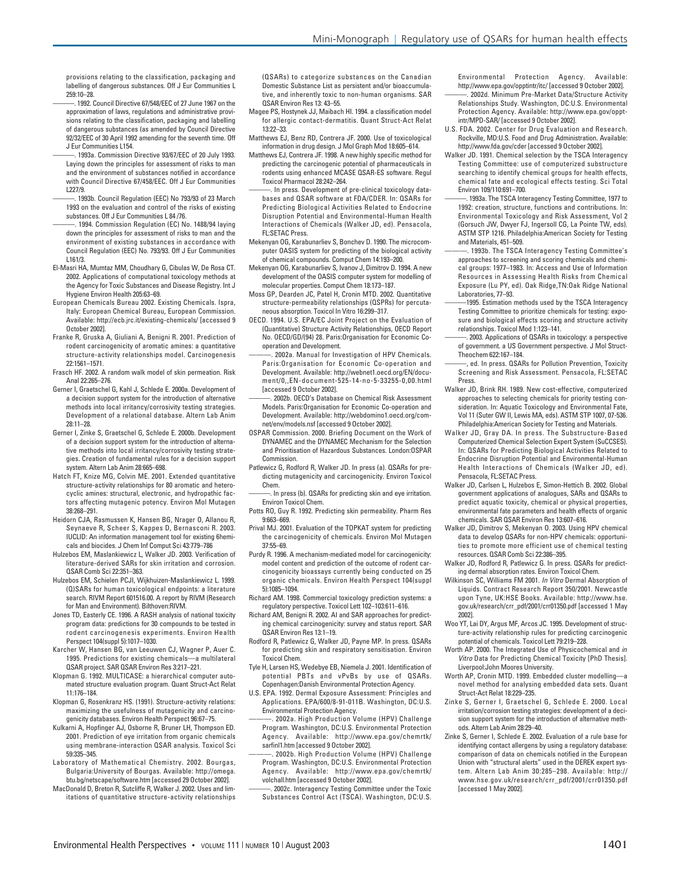provisions relating to the classification, packaging and labelling of dangerous substances. Off J Eur Communities L 259:10–28.

———. 1992. Council Directive 67/548/EEC of 27 June 1967 on the approximation of laws, regulations and administrative provisions relating to the classification, packaging and labelling of dangerous substances (as amended by Council Directive 92/32/EEC of 30 April 1992 amending for the seventh time. Off J Eur Communities L154.

———. 1993a. Commission Directive 93/67/EEC of 20 July 1993. Laying down the principles for assessment of risks to man and the environment of substances notified in accordance with Council Directive 67/458/EEC. Off J Eur Communities L227/9.

———. 1993b. Council Regulation (EEC) No 793/93 of 23 March 1993 on the evaluation and control of the risks of existing substances. Off J Eur Communities L 84 /76.

———. 1994. Commission Regulation (EC) No. 1488/94 laying down the principles for assessment of risks to man and the environment of existing substances in accordance with Council Regulation (EEC) No. 793/93. Off J Eur Communities L161/3.

El-Masri HA, Mumtaz MM, Choudhary G, Cibulas W, De Rosa CT. 2002. Applications of computational toxicology methods at the Agency for Toxic Substances and Disease Registry. Int J Hygiene Environ Health 205:63–69.

European Chemicals Bureau 2002. Existing Chemicals. Ispra, Italy: European Chemical Bureau, European Commission. Available: http://ecb.jrc.it/existing-chemicals/ [accessed 9 October 2002].

Franke R, Gruska A, Giuliani A, Benigni R. 2001. Prediction of rodent carcinogenicity of aromatic amines: a quantitative structure-activity relationships model. Carcinogenesis 22:1561–1571.

Frasch HF. 2002. A random walk model of skin permeation. Risk Anal 22:265–276.

Gerner I, Graetschel G, Kahl J, Schlede E. 2000a. Development of a decision support system for the introduction of alternative methods into local irritancy/corrosivity testing strategies. Development of a relational database. Altern Lab Anim 28:11–28.

Gerner I, Zinke S, Graetschel G, Schlede E. 2000b. Development of a decision support system for the introduction of alternative methods into local irritancy/corrosivity testing strategies. Creation of fundamental rules for a decision support system. Altern Lab Anim 28:665–698.

Hatch FT, Knize MG, Colvin ME. 2001. Extended quantitative structure-activity relationships for 80 aromatic and heterocyclic amines: structural, electronic, and hydropathic factors affecting mutagenic potency. Environ Mol Mutagen 38:268–291.

Heidorn CJA, Rasmussen K, Hansen BG, Nrager O, Allanou R, Seynaeve R, Scheer S, Kappes D, Bernasconi R. 2003. IUCLID: An information management tool for existing 6hemicals and biocides. J Chem Inf Comput Sci 43:779–786

Hulzebos EM, Maslankiewicz L, Walker JD. 2003. Verification of literature-derived SARs for skin irritation and corrosion. QSAR Comb Sci 22:351–363.

Hulzebos EM, Schielen PCJI, Wijkhuizen-Maslankiewicz L. 1999. (Q)SARs for human toxicological endpoints: a literature search. RIVM Report 601516.00. A report by RIVM (Research for Man and Environment). Bilthoven:RIVM.

Jones TD, Easterly CE. 1996. A RASH analysis of national toxicity program data: predictions for 30 compounds to be tested in rodent carcinogenesis experiments. Environ Health Perspect 104(suppl 5):1017–1030.

Karcher W, Hansen BG, van Leeuwen CJ, Wagner P, Auer C. 1995. Predictions for existing chemicals—a multilateral QSAR project. SAR QSAR Environ Res 3:217–221.

Klopman G. 1992. MULTICASE: a hierarchical computer automated structure evaluation program. Quant Struct-Act Relat 11:176–184.

Klopman G, Rosenkranz HS. (1991). Structure-activity relations: maximizing the usefulness of mutagenicity and carcinogenicity databases. Environ Health Perspect 96:67–75.

Kulkarni A, Hopfinger AJ, Osborne R, Bruner LH, Thompson ED. 2001. Prediction of eye irritation from organic chemicals using membrane-interaction QSAR analysis. Toxicol Sci 59:335–345.

Laboratory of Mathematical Chemistry. 2002. Bourgas, Bulgaria:University of Bourgas. Available: http://omega.btu.bg/netscape/software.htm [accessed 29 October 2002].

MacDonald D, Breton R, Sutcliffe R, Walker J. 2002. Uses and limitations of quantitative structure-activity relationships (QSARs) to categorize substances on the Canadian Domestic Substance List as persistent and/or bioaccumulative, and inherently toxic to non-human organisms. SAR QSAR Environ Res 13: 43–55.

Magee PS, Hostynek JJ, Maibach HI. 1994. a classification model for allergic contact-dermatitis. Quant Struct-Act Relat 13:22–33.

Matthews EJ, Benz RD, Contrera JF. 2000. Use of toxicological information in drug design. J Mol Graph Mod 18:605–614.

Matthews EJ, Contrera JF. 1998. A new highly specific method for predicting the carcinogenic potential of pharmaceuticals in rodents using enhanced MCASE QSAR-ES software. Regul Toxicol Pharmacol 28:242–264.

———. In press. Development of pre-clinical toxicology databases and QSAR software at FDA/CDER. In: QSARs for Predicting Biological Activities Related to Endocrine Disruption Potential and Environmental-Human Health Interactions of Chemicals (Walker JD, ed). Pensacola, FL:SETAC Press.

Mekenyan OG, Karabunarliev S, Bonchev D. 1990. The microcomputer OASIS system for predicting of the biological activity of chemical compounds. Comput Chem 14:193–200.

Mekenyan OG, Karabunarliev S, Ivanov J, Dimitrov D. 1994. A new development of the OASIS computer system for modelling of molecular properties. Comput Chem 18:173–187.

Moss GP, Dearden JC, Patel H, Cronin MTD. 2002. Quantitative structure-permeability relationships (QSPRs) for percutaneous absorption. Toxicol In Vitro 16:299–317.

OECD. 1994. U.S. EPA/EC Joint Project on the Evaluation of (Quantitative) Structure Activity Relationships, OECD Report No. OECD/GD/(94) 28. Paris:Organisation for Economic Cooperation and Development.

———. 2002a. Manual for Investigation of HPV Chemicals. Paris:Organisation for Economic Co-operation and Development. Available: http://webnet1.oecd.org/EN/document/0,,EN-document-525-14-no-5-33255-0,00.html [accessed 9 October 2002].

———. 2002b. OECD's Database on Chemical Risk Assessment Models. Paris:Organisation for Economic Co-operation and Development. Available: http://webdomino1.oecd.org/comnet/env/models.nsf [accessed 9 October 2002].

OSPAR Commission. 2000. Briefing Document on the Work of DYNAMEC and the DYNAMEC Mechanism for the Selection and Prioritisation of Hazardous Substances. London:OSPAR Commission.

Patlewicz G, Rodford R, Walker JD. In press (a). QSARs for predicting mutagenicity and carcinogenicity. Environ Toxicol Chem.

———. In press (b). QSARs for predicting skin and eye irritation. Environ Toxicol Chem.

Potts RO, Guy R. 1992. Predicting skin permeability. Pharm Res 9:663–669.

Prival MJ. 2001. Evaluation of the TOPKAT system for predicting the carcinogenicity of chemicals. Environ Mol Mutagen 37:55–69.

Purdy R. 1996. A mechanism-mediated model for carcinogenicity: model content and prediction of the outcome of rodent carcinogenicity bioassays currently being conducted on 25 organic chemicals. Environ Health Perspect 104(suppl 5):1085–1094.

Richard AM. 1998. Commercial toxicology prediction systems: a regulatory perspective. Toxicol Lett 102–103:611–616.

Richard AM, Benigni R. 2002. AI and SAR approaches for predicting chemical carcinogenicity: survey and status report. SAR QSAR Environ Res 13:1–19.

Rodford R, Patlewicz G, Walker JD, Payne MP. In press. QSARs for predicting skin and respiratory sensitisation. Environ Toxicol Chem.

Tyle H, Larsen HS, Wedebye EB, Niemela J. 2001. Identification of potential PBTs and vPvBs by use of QSARs. Copenhagen:Danish Environmental Protection Agency.

U.S. EPA. 1992. Dermal Exposure Assessment: Principles and Applications. EPA/600/8-91-011B. Washington, DC:U.S. Environmental Protection Agency.

———. 2002a. High Production Volume (HPV) Challenge Program. Washington, DC:U.S. Environmental Protection Agency. Available: http://www.epa.gov/chemrtk/sarfinl1.htm [accessed 9 October 2002].

———. 2002b. High Production Volume (HPV) Challenge Program. Washington, DC:U.S. Environmental Protection Agency. Available: http://www.epa.gov/chemrtk/volchall.htm [accessed 9 October 2002].

———. 2002c. Interagency Testing Committee under the Toxic Substances Control Act (TSCA). Washington, DC:U.S. Environmental Protection Agency. Available: http://www.epa.gov/opptintr/itc/ [accessed 9 October 2002].

———. 2002d. Minimum Pre-Market Data/Structure Activity Relationships Study. Washington, DC:U.S. Environmental Protection Agency. Available: http://www.epa.gov/opptintr/MPD-SAR/ [accessed 9 October 2002].

U.S. FDA. 2002. Center for Drug Evaluation and Research. Rockville, MD:U.S. Food and Drug Administration. Available: http://www.fda.gov/cder [accessed 9 October 2002].

Walker JD. 1991. Chemical selection by the TSCA Interagency Testing Committee: use of computerized substructure searching to identify chemical groups for health effects, chemical fate and ecological effects testing. Sci Total Environ 109/110:691–700.

———. 1993a. The TSCA Interagency Testing Committee, 1977 to 1992: creation, structure, functions and contributions. In: Environmental Toxicology and Risk Assessment, Vol 2 (Gorsuch JW, Dwyer FJ, Ingersoll CG, La Pointe TW, eds). ASTM STP 1216. Philadelphia:American Society for Testing and Materials, 451–509.

———. 1993b. The TSCA Interagency Testing Committee's approaches to screening and scoring chemicals and chemical groups: 1977–1983. In: Access and Use of Information Resources in Assessing Health Risks from Chemical Exposure (Lu PY, ed). Oak Ridge,TN:Oak Ridge National Laboratories, 77–93.

———1995. Estimation methods used by the TSCA Interagency Testing Committee to prioritize chemicals for testing: exposure and biological effects scoring and structure activity relationships. Toxicol Mod 1:123–141.

———. 2003. Applications of QSARs in toxicology: a perspective of government. a US Government perspective. J Mol Struct-Theochem 622:167–184.

———, ed. In press. QSARs for Pollution Prevention, Toxicity Screening and Risk Assessment. Pensacola, FL:SETAC Press.

Walker JD, Brink RH. 1989. New cost-effective, computerized approaches to selecting chemicals for priority testing consideration. In: Aquatic Toxicology and Environmental Fate, Vol 11 (Suter GW II, Lewis MA, eds). ASTM STP 1007, 07-536. Philadelphia:American Society for Testing and Materials.

Walker JD, Gray DA. In press. The Substructure-Based Computerized Chemical Selection Expert System (SuCCSES). In: QSARs for Predicting Biological Activities Related to Endocrine Disruption Potential and Environmental-Human Health Interactions of Chemicals (Walker JD, ed). Pensacola, FL:SETAC Press.

Walker JD, Carlsen L, Hulzebos E, Simon-Hettich B. 2002. Global government applications of analogues, SARs and QSARs to predict aquatic toxicity, chemical or physical properties, environmental fate parameters and health effects of organic chemicals. SAR QSAR Environ Res 13:607–616.

Walker JD, Dimitrov S, Mekenyan O. 2003. Using HPV chemical data to develop QSARs for non-HPV chemicals: opportunities to promote more efficient use of chemical testing resources. QSAR Comb Sci 22:386–395.

Walker JD, Rodford R, Patlewicz G. In press. QSARs for predicting dermal absorption rates. Environ Toxicol Chem.

Wilkinson SC, Williams FM 2001. *In Vitro* Dermal Absorption of Liquids. Contract Research Report 350/2001. Newcastle upon Tyne, UK:HSE Books. Available: http://www.hse.gov.uk/research/crr_pdf/2001/crr01350.pdf [accessed 1 May 2002].

Woo YT, Lai DY, Argus MF, Arcos JC. 1995. Development of structure-activity relationship rules for predicting carcinogenic potential of chemicals. Toxicol Lett 79:219–228.

Worth AP. 2000. The Integrated Use of Physicochemical and *in Vitro* Data for Predicting Chemical Toxicity [PhD Thesis]. Liverpool:John Moores University.

Worth AP, Cronin MTD. 1999. Embedded cluster modelling—a novel method for analysing embedded data sets. Quant Struct-Act Relat 18:229–235.

Zinke S, Gerner I, Graetschel G, Schlede E. 2000. Local irritation/corrosion testing strategies: development of a decision support system for the introduction of alternative methods. Altern Lab Anim 28:29–40.

Zinke S, Gerner I, Schlede E. 2002. Evaluation of a rule base for identifying contact allergens by using a regulatory database: comparison of data on chemicals notified in the European Union with "structural alerts" used in the DEREK expert system. Altern Lab Anim 30:285–298. Available: http://www.hse.gov.uk/research/crr_pdf/2001/crr01350.pdf [accessed 1 May 2002].